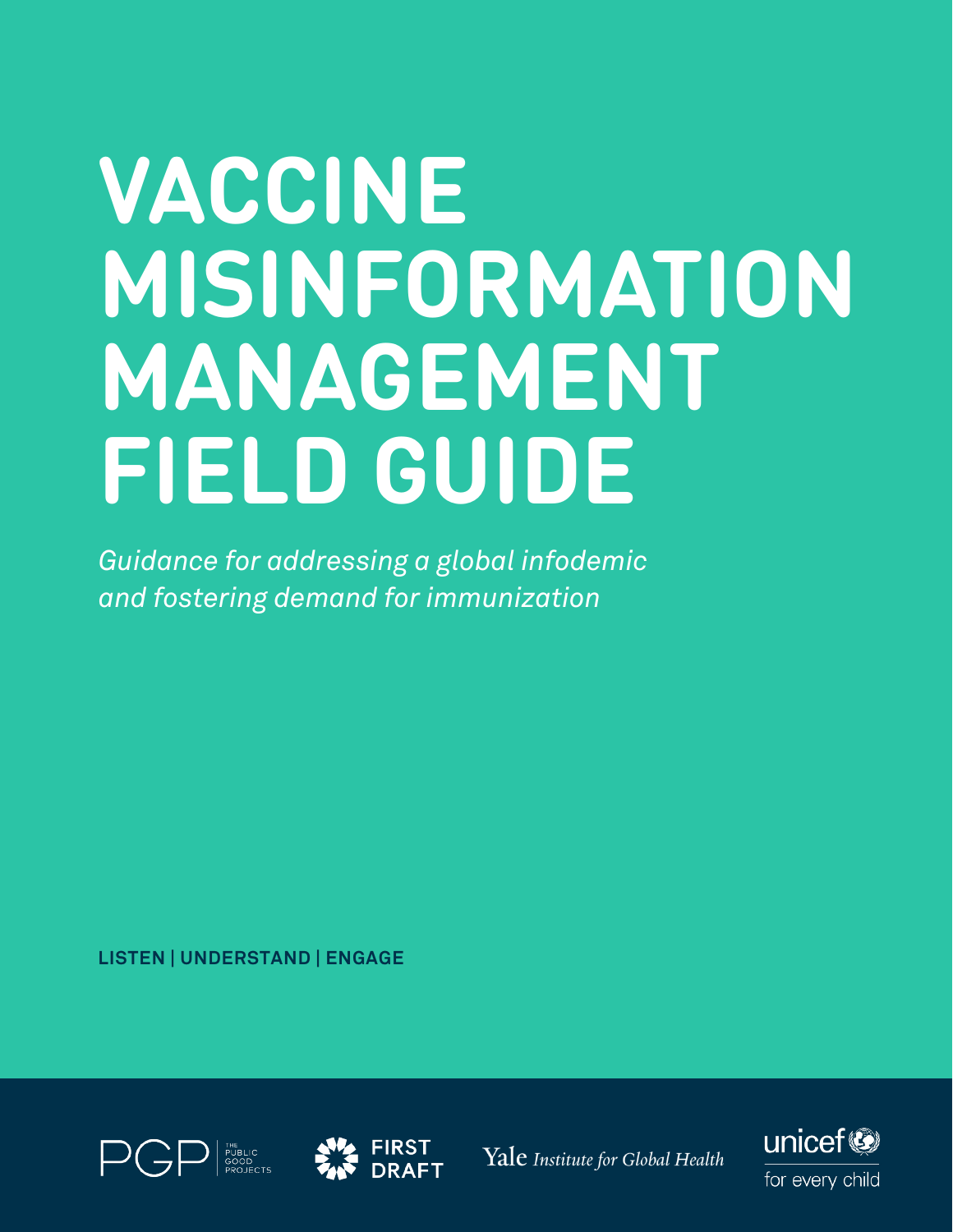# VACCINE MISINFORMATION MANAGEMENT FIELD GUIDE

*Guidance for addressing a global infodemic and fostering demand for immunization*

**LISTEN | UNDERSTAND | ENGAGE**

PGP THE PUBLIC GOOD PROJECTS

FIRST DRAFT

Yale *Institute for Global Health*

unicef for every child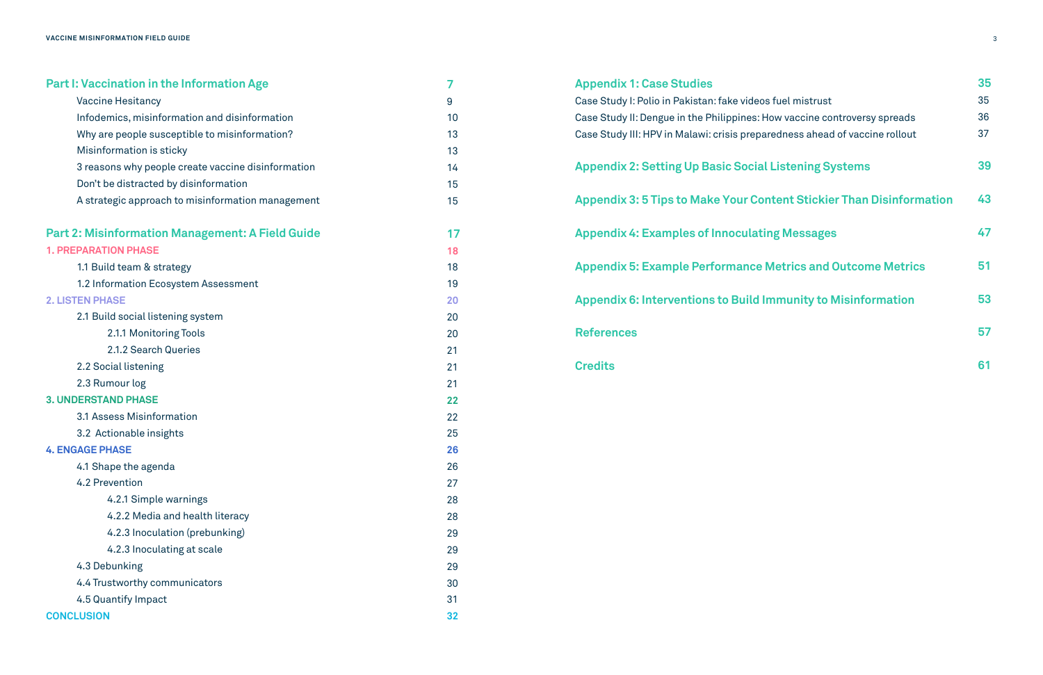**Part I: Vaccination in the Information Age** 7

- Vaccine Hesitancy 9
- Infodemics, misinformation and disinformation 10
- Why are people susceptible to misinformation? 13
- Misinformation is sticky 13
- 3 reasons why people create vaccine disinformation 14
- Don't be distracted by disinformation 15
- A strategic approach to misinformation management 15

**Part 2: Misinformation Management: A Field Guide** 17

**1. PREPARATION PHASE** 18

- 1.1 Build team & strategy 18
- 1.2 Information Ecosystem Assessment 19

**2. LISTEN PHASE** 20

- 2.1 Build social listening system 20
  - 2.1.1 Monitoring Tools 20
  - 2.1.2 Search Queries 21
- 2.2 Social listening 21
- 2.3 Rumour log 21

**3. UNDERSTAND PHASE** 22

- 3.1 Assess Misinformation 22
- 3.2 Actionable insights 25

**4. ENGAGE PHASE** 26

- 4.1 Shape the agenda 26
- 4.2 Prevention 27
  - 4.2.1 Simple warnings 28
  - 4.2.2 Media and health literacy 28
  - 4.2.3 Inoculation (prebunking) 29
  - 4.2.3 Inoculating at scale 29
- 4.3 Debunking 29
- 4.4 Trustworthy communicators 30
- 4.5 Quantify Impact 31

**CONCLUSION** 32

**Appendix 1: Case Studies** 35

- Case Study I: Polio in Pakistan: fake videos fuel mistrust 35
- Case Study II: Dengue in the Philippines: How vaccine controversy spreads 36
- Case Study III: HPV in Malawi: crisis preparedness ahead of vaccine rollout 37

**Appendix 2: Setting Up Basic Social Listening Systems** 39

**Appendix 3: 5 Tips to Make Your Content Stickier Than Disinformation** 43

**Appendix 4: Examples of Innoculating Messages** 47

**Appendix 5: Example Performance Metrics and Outcome Metrics** 51

**Appendix 6: Interventions to Build Immunity to Misinformation** 53

**References** 57

**Credits** 61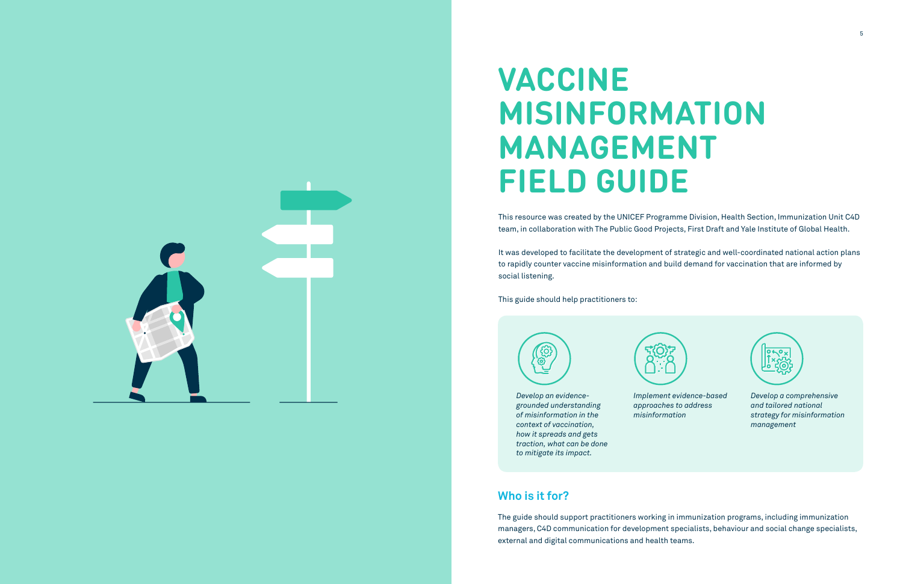# VACCINE MISINFORMATION MANAGEMENT FIELD GUIDE

This resource was created by the UNICEF Programme Division, Health Section, Immunization Unit C4D team, in collaboration with The Public Good Projects, First Draft and Yale Institute of Global Health.

It was developed to facilitate the development of strategic and well-coordinated national action plans to rapidly counter vaccine misinformation and build demand for vaccination that are informed by social listening.

This guide should help practitioners to:

- *Develop an evidence-grounded understanding of misinformation in the context of vaccination, how it spreads and gets traction, what can be done to mitigate its impact.*
- *Implement evidence-based approaches to address misinformation*
- *Develop a comprehensive and tailored national strategy for misinformation management*

## Who is it for?

The guide should support practitioners working in immunization programs, including immunization managers, C4D communication for development specialists, behaviour and social change specialists, external and digital communications and health teams.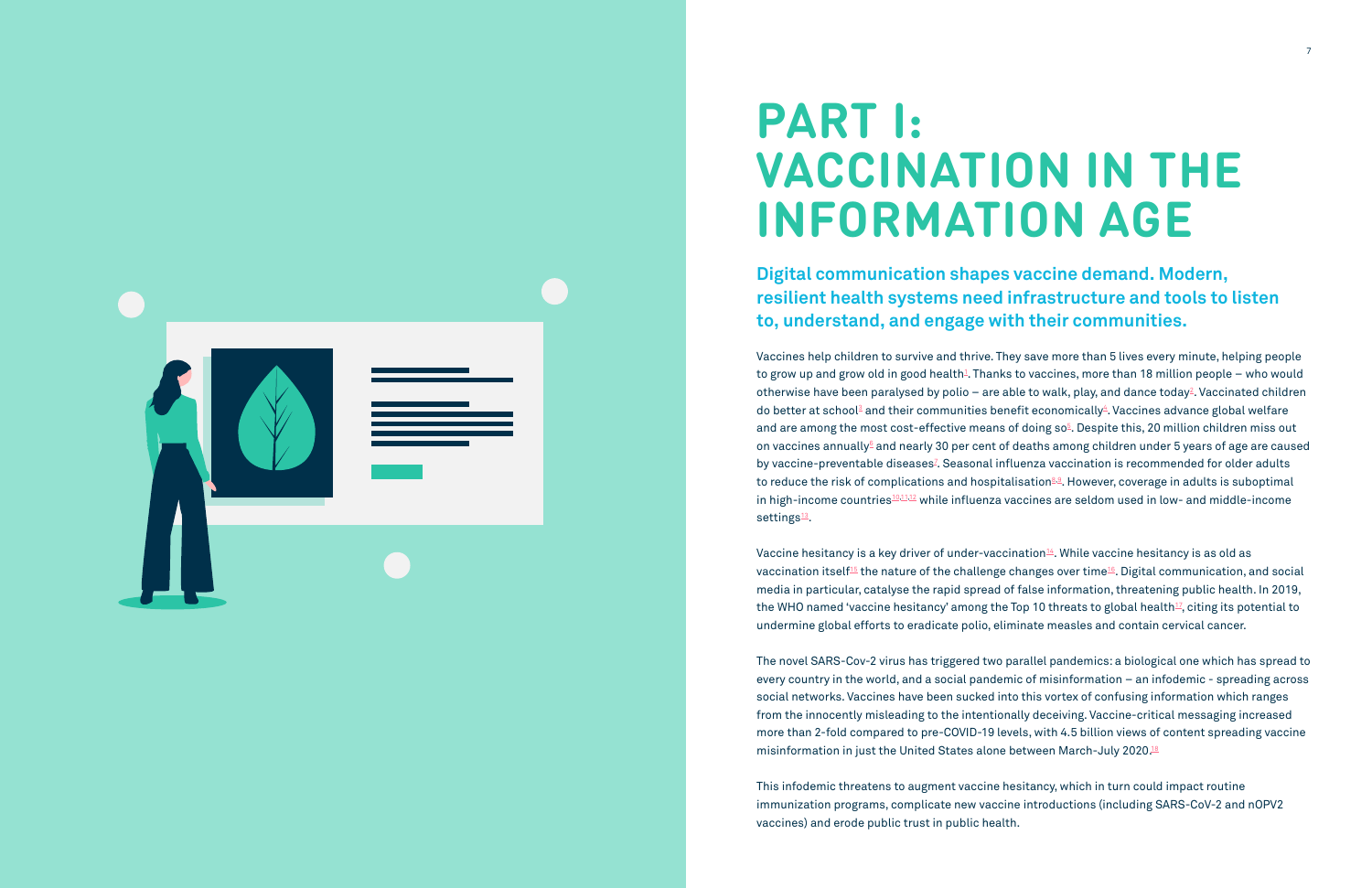# PART I: VACCINATION IN THE INFORMATION AGE

## Digital communication shapes vaccine demand. Modern, resilient health systems need infrastructure and tools to listen to, understand, and engage with their communities.

Vaccines help children to survive and thrive. They save more than 5 lives every minute, helping people to grow up and grow old in good health[1]. Thanks to vaccines, more than 18 million people – who would otherwise have been paralysed by polio – are able to walk, play, and dance today[2]. Vaccinated children do better at school[3] and their communities benefit economically[4]. Vaccines advance global welfare and are among the most cost-effective means of doing so[5]. Despite this, 20 million children miss out on vaccines annually[6] and nearly 30 per cent of deaths among children under 5 years of age are caused by vaccine-preventable diseases[7]. Seasonal influenza vaccination is recommended for older adults to reduce the risk of complications and hospitalisation[8,9]. However, coverage in adults is suboptimal in high-income countries[10,11,12] while influenza vaccines are seldom used in low- and middle-income settings[13].

Vaccine hesitancy is a key driver of under-vaccination[14]. While vaccine hesitancy is as old as vaccination itself[15] the nature of the challenge changes over time[16]. Digital communication, and social media in particular, catalyse the rapid spread of false information, threatening public health. In 2019, the WHO named 'vaccine hesitancy' among the Top 10 threats to global health[17], citing its potential to undermine global efforts to eradicate polio, eliminate measles and contain cervical cancer.

The novel SARS-Cov-2 virus has triggered two parallel pandemics: a biological one which has spread to every country in the world, and a social pandemic of misinformation – an infodemic - spreading across social networks. Vaccines have been sucked into this vortex of confusing information which ranges from the innocently misleading to the intentionally deceiving. Vaccine-critical messaging increased more than 2-fold compared to pre-COVID-19 levels, with 4.5 billion views of content spreading vaccine misinformation in just the United States alone between March-July 2020.[18]

This infodemic threatens to augment vaccine hesitancy, which in turn could impact routine immunization programs, complicate new vaccine introductions (including SARS-CoV-2 and nOPV2 vaccines) and erode public trust in public health.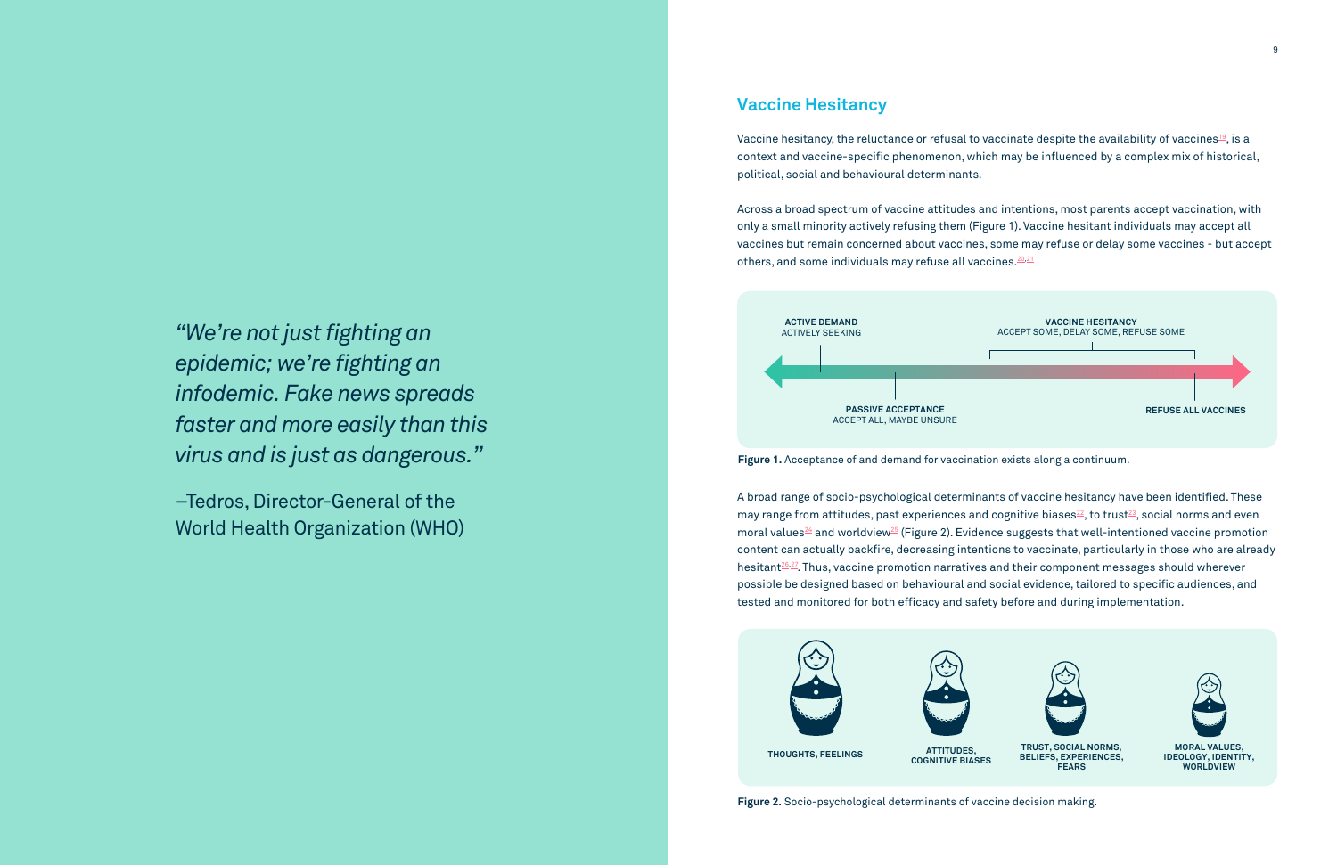> *"We're not just fighting an epidemic; we're fighting an infodemic. Fake news spreads faster and more easily than this virus and is just as dangerous."*
>
> –Tedros, Director-General of the World Health Organization (WHO)

## Vaccine Hesitancy

Vaccine hesitancy, the reluctance or refusal to vaccinate despite the availability of vaccines[19], is a context and vaccine-specific phenomenon, which may be influenced by a complex mix of historical, political, social and behavioural determinants.

Across a broad spectrum of vaccine attitudes and intentions, most parents accept vaccination, with only a small minority actively refusing them (Figure 1). Vaccine hesitant individuals may accept all vaccines but remain concerned about vaccines, some may refuse or delay some vaccines - but accept others, and some individuals may refuse all vaccines.[20,21]

**ACTIVE DEMAND**
ACTIVELY SEEKING

**VACCINE HESITANCY**
ACCEPT SOME, DELAY SOME, REFUSE SOME

**PASSIVE ACCEPTANCE**
ACCEPT ALL, MAYBE UNSURE

**REFUSE ALL VACCINES**

**Figure 1.** Acceptance of and demand for vaccination exists along a continuum.

A broad range of socio-psychological determinants of vaccine hesitancy have been identified. These may range from attitudes, past experiences and cognitive biases[22], to trust[23], social norms and even moral values[24] and worldview[25] (Figure 2). Evidence suggests that well-intentioned vaccine promotion content can actually backfire, decreasing intentions to vaccinate, particularly in those who are already hesitant[26,27]. Thus, vaccine promotion narratives and their component messages should wherever possible be designed based on behavioural and social evidence, tailored to specific audiences, and tested and monitored for both efficacy and safety before and during implementation.

**THOUGHTS, FEELINGS**

**ATTITUDES, COGNITIVE BIASES**

**TRUST, SOCIAL NORMS, BELIEFS, EXPERIENCES, FEARS**

**MORAL VALUES, IDEOLOGY, IDENTITY, WORLDVIEW**

**Figure 2.** Socio-psychological determinants of vaccine decision making.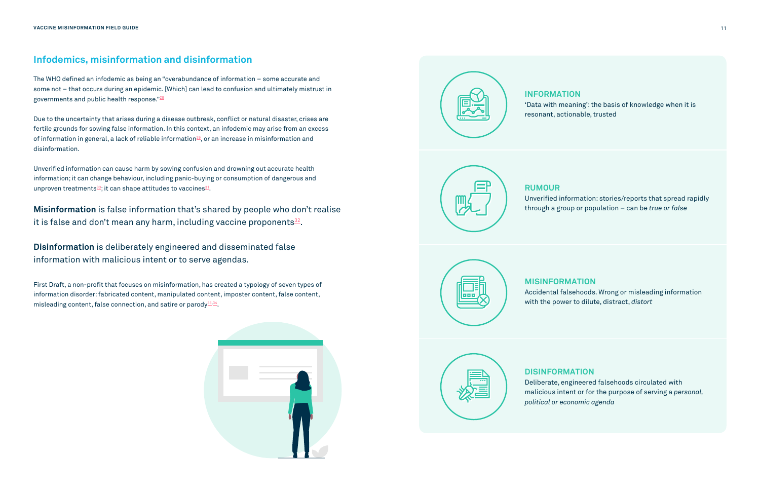## Infodemics, misinformation and disinformation

The WHO defined an infodemic as being an "overabundance of information – some accurate and some not – that occurs during an epidemic. [Which] can lead to confusion and ultimately mistrust in governments and public health response."[28]

Due to the uncertainty that arises during a disease outbreak, conflict or natural disaster, crises are fertile grounds for sowing false information. In this context, an infodemic may arise from an excess of information in general, a lack of reliable information[29], or an increase in misinformation and disinformation.

Unverified information can cause harm by sowing confusion and drowning out accurate health information; it can change behaviour, including panic-buying or consumption of dangerous and unproven treatments[30]; it can shape attitudes to vaccines[31].

**Misinformation** is false information that's shared by people who don't realise it is false and don't mean any harm, including vaccine proponents[32].

**Disinformation** is deliberately engineered and disseminated false information with malicious intent or to serve agendas.

First Draft, a non-profit that focuses on misinformation, has created a typology of seven types of information disorder: fabricated content, manipulated content, imposter content, false content, misleading content, false connection, and satire or parody[33,34].

### INFORMATION

'Data with meaning': the basis of knowledge when it is resonant, actionable, trusted

### RUMOUR

Unverified information: stories/reports that spread rapidly through a group or population – can be *true or false*

### MISINFORMATION

Accidental falsehoods. Wrong or misleading information with the power to dilute, distract, *distort*

### DISINFORMATION

Deliberate, engineered falsehoods circulated with malicious intent or for the purpose of serving a *personal, political or economic agenda*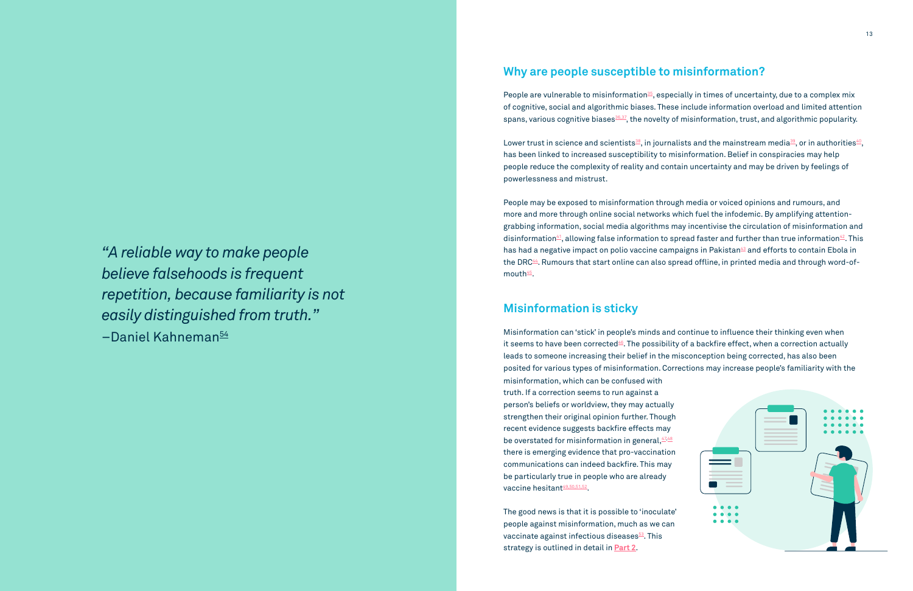> *"A reliable way to make people believe falsehoods is frequent repetition, because familiarity is not easily distinguished from truth."*
> —Daniel Kahneman[54]

## Why are people susceptible to misinformation?

People are vulnerable to misinformation[35], especially in times of uncertainty, due to a complex mix of cognitive, social and algorithmic biases. These include information overload and limited attention spans, various cognitive biases[36,37], the novelty of misinformation, trust, and algorithmic popularity.

Lower trust in science and scientists[38], in journalists and the mainstream media[39], or in authorities[40], has been linked to increased susceptibility to misinformation. Belief in conspiracies may help people reduce the complexity of reality and contain uncertainty and may be driven by feelings of powerlessness and mistrust.

People may be exposed to misinformation through media or voiced opinions and rumours, and more and more through online social networks which fuel the infodemic. By amplifying attention-grabbing information, social media algorithms may incentivise the circulation of misinformation and disinformation[41], allowing false information to spread faster and further than true information[42]. This has had a negative impact on polio vaccine campaigns in Pakistan[43] and efforts to contain Ebola in the DRC[44]. Rumours that start online can also spread offline, in printed media and through word-of-mouth[45].

## Misinformation is sticky

Misinformation can 'stick' in people's minds and continue to influence their thinking even when it seems to have been corrected[46]. The possibility of a backfire effect, when a correction actually leads to someone increasing their belief in the misconception being corrected, has also been posited for various types of misinformation. Corrections may increase people's familiarity with the misinformation, which can be confused with truth. If a correction seems to run against a person's beliefs or worldview, they may actually strengthen their original opinion further. Though recent evidence suggests backfire effects may be overstated for misinformation in general,[47,48] there is emerging evidence that pro-vaccination communications can indeed backfire. This may be particularly true in people who are already vaccine hesitant[49,50,51,52].

The good news is that it is possible to 'inoculate' people against misinformation, much as we can vaccinate against infectious diseases[53]. This strategy is outlined in detail in **Part 2**.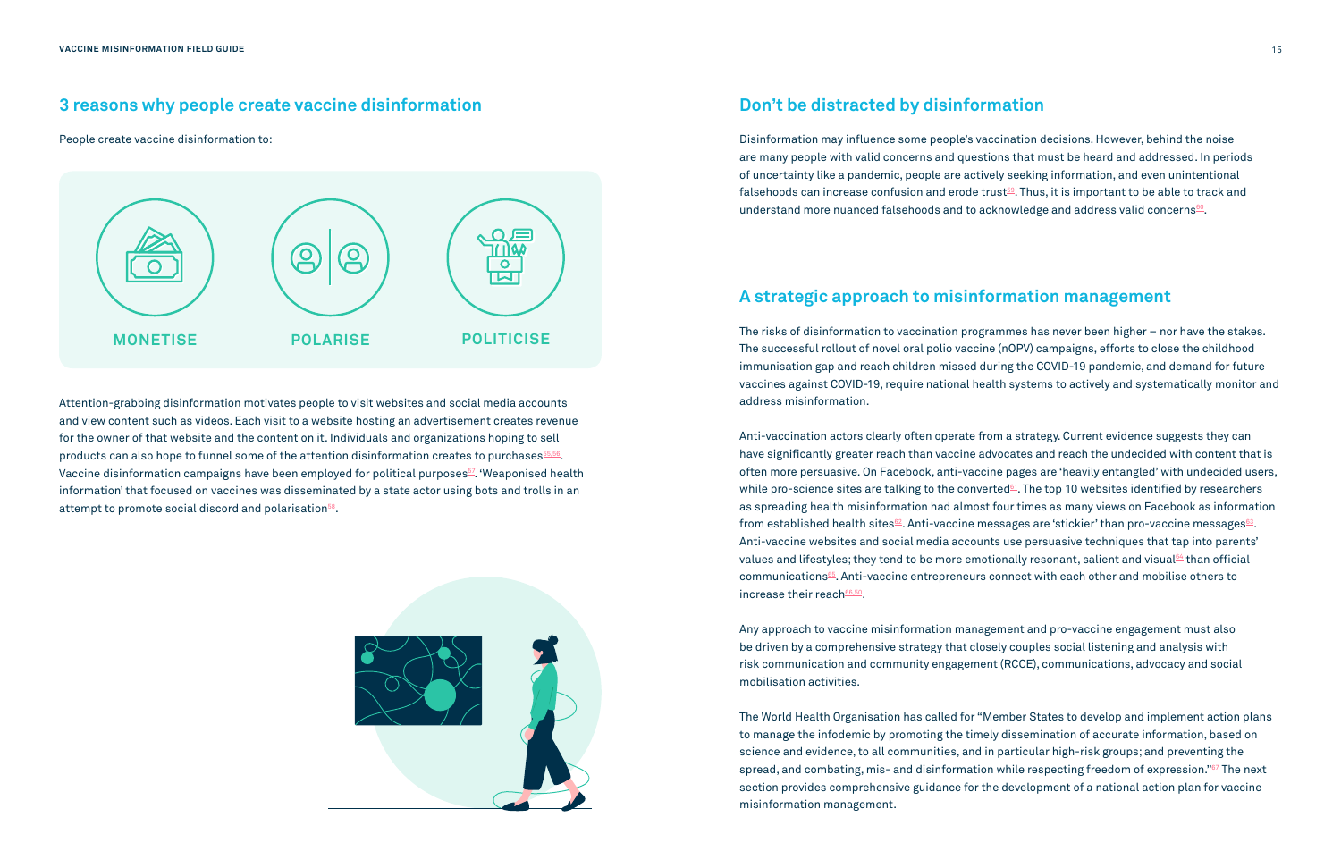## 3 reasons why people create vaccine disinformation

People create vaccine disinformation to:

**MONETISE**

**POLARISE**

**POLITICISE**

Attention-grabbing disinformation motivates people to visit websites and social media accounts and view content such as videos. Each visit to a website hosting an advertisement creates revenue for the owner of that website and the content on it. Individuals and organizations hoping to sell products can also hope to funnel some of the attention disinformation creates to purchases[55,56]. Vaccine disinformation campaigns have been employed for political purposes[57]. 'Weaponised health information' that focused on vaccines was disseminated by a state actor using bots and trolls in an attempt to promote social discord and polarisation[58].

## Don't be distracted by disinformation

Disinformation may influence some people's vaccination decisions. However, behind the noise are many people with valid concerns and questions that must be heard and addressed. In periods of uncertainty like a pandemic, people are actively seeking information, and even unintentional falsehoods can increase confusion and erode trust[59]. Thus, it is important to be able to track and understand more nuanced falsehoods and to acknowledge and address valid concerns[60].

## A strategic approach to misinformation management

The risks of disinformation to vaccination programmes has never been higher – nor have the stakes. The successful rollout of novel oral polio vaccine (nOPV) campaigns, efforts to close the childhood immunisation gap and reach children missed during the COVID-19 pandemic, and demand for future vaccines against COVID-19, require national health systems to actively and systematically monitor and address misinformation.

Anti-vaccination actors clearly often operate from a strategy. Current evidence suggests they can have significantly greater reach than vaccine advocates and reach the undecided with content that is often more persuasive. On Facebook, anti-vaccine pages are 'heavily entangled' with undecided users, while pro-science sites are talking to the converted[61]. The top 10 websites identified by researchers as spreading health misinformation had almost four times as many views on Facebook as information from established health sites[62]. Anti-vaccine messages are 'stickier' than pro-vaccine messages[63]. Anti-vaccine websites and social media accounts use persuasive techniques that tap into parents' values and lifestyles; they tend to be more emotionally resonant, salient and visual[64] than official communications[65]. Anti-vaccine entrepreneurs connect with each other and mobilise others to increase their reach[66,50].

Any approach to vaccine misinformation management and pro-vaccine engagement must also be driven by a comprehensive strategy that closely couples social listening and analysis with risk communication and community engagement (RCCE), communications, advocacy and social mobilisation activities.

The World Health Organisation has called for "Member States to develop and implement action plans to manage the infodemic by promoting the timely dissemination of accurate information, based on science and evidence, to all communities, and in particular high-risk groups; and preventing the spread, and combating, mis- and disinformation while respecting freedom of expression."[67] The next section provides comprehensive guidance for the development of a national action plan for vaccine misinformation management.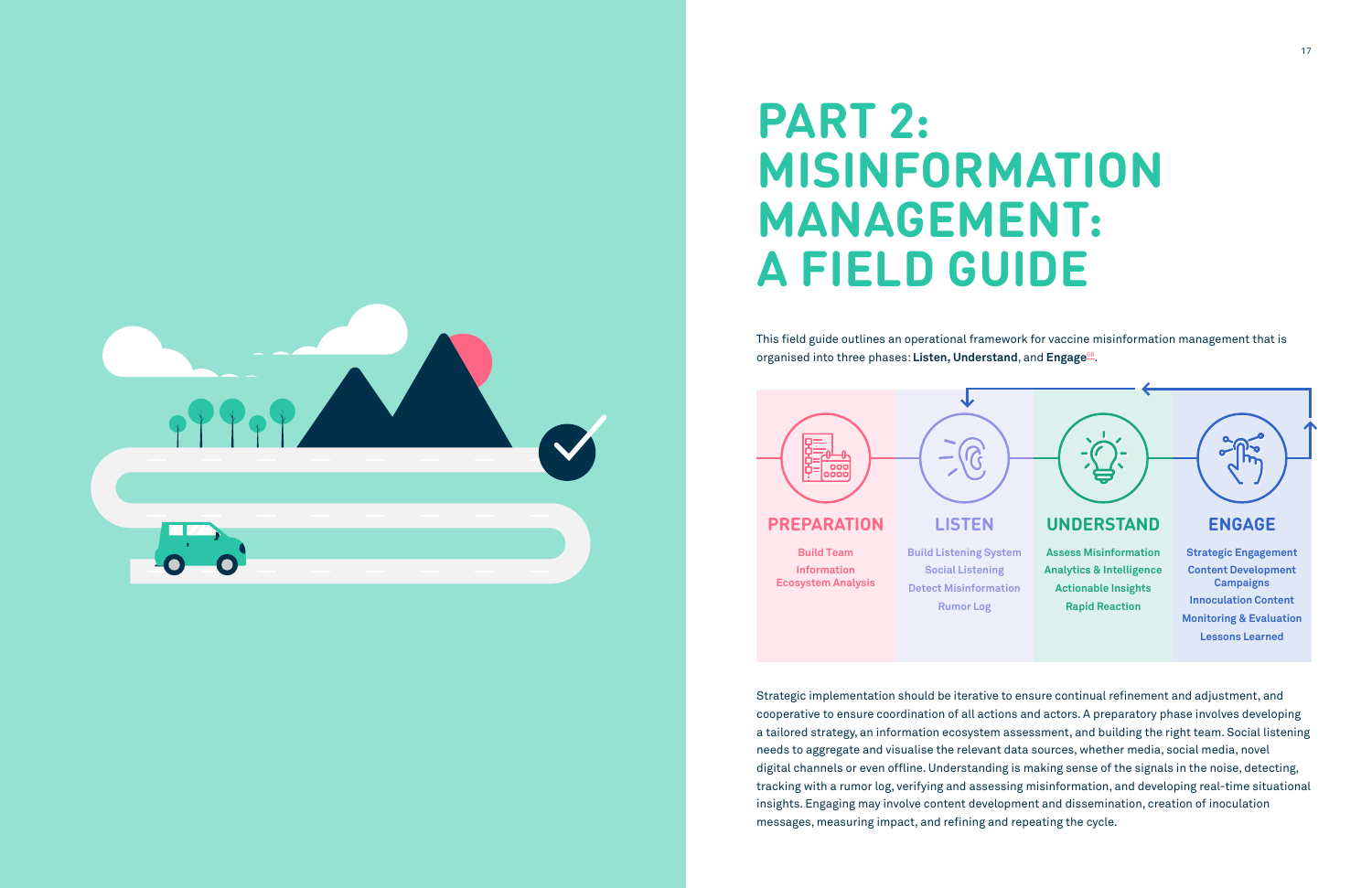# PART 2: MISINFORMATION MANAGEMENT: A FIELD GUIDE

This field guide outlines an operational framework for vaccine misinformation management that is organised into three phases: **Listen, Understand**, and **Engage**[68].

| PREPARATION | LISTEN | UNDERSTAND | ENGAGE |
|---|---|---|---|
| Build Team | Build Listening System | Assess Misinformation | Strategic Engagement |
| Information Ecosystem Analysis | Social Listening | Analytics & Intelligence | Content Development Campaigns |
| | Detect Misinformation | Actionable Insights | Innoculation Content |
| | Rumor Log | Rapid Reaction | Monitoring & Evaluation |
| | | | Lessons Learned |

Strategic implementation should be iterative to ensure continual refinement and adjustment, and cooperative to ensure coordination of all actions and actors. A preparatory phase involves developing a tailored strategy, an information ecosystem assessment, and building the right team. Social listening needs to aggregate and visualise the relevant data sources, whether media, social media, novel digital channels or even offline. Understanding is making sense of the signals in the noise, detecting, tracking with a rumor log, verifying and assessing misinformation, and developing real-time situational insights. Engaging may involve content development and dissemination, creation of inoculation messages, measuring impact, and refining and repeating the cycle.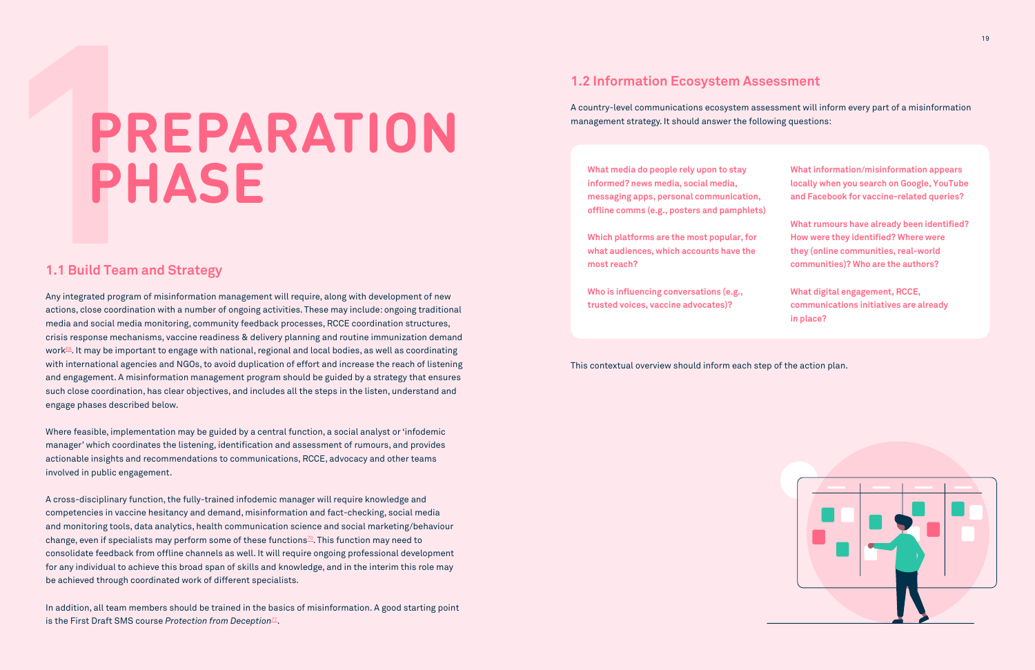# 1 PREPARATION PHASE

## 1.1 Build Team and Strategy

Any integrated program of misinformation management will require, along with development of new actions, close coordination with a number of ongoing activities. These may include: ongoing traditional media and social media monitoring, community feedback processes, RCCE coordination structures, crisis response mechanisms, vaccine readiness & delivery planning and routine immunization demand work[69]. It may be important to engage with national, regional and local bodies, as well as coordinating with international agencies and NGOs, to avoid duplication of effort and increase the reach of listening and engagement. A misinformation management program should be guided by a strategy that ensures such close coordination, has clear objectives, and includes all the steps in the listen, understand and engage phases described below.

Where feasible, implementation may be guided by a central function, a social analyst or 'infodemic manager' which coordinates the listening, identification and assessment of rumours, and provides actionable insights and recommendations to communications, RCCE, advocacy and other teams involved in public engagement.

A cross-disciplinary function, the fully-trained infodemic manager will require knowledge and competencies in vaccine hesitancy and demand, misinformation and fact-checking, social media and monitoring tools, data analytics, health communication science and social marketing/behaviour change, even if specialists may perform some of these functions[70]. This function may need to consolidate feedback from offline channels as well. It will require ongoing professional development for any individual to achieve this broad span of skills and knowledge, and in the interim this role may be achieved through coordinated work of different specialists.

In addition, all team members should be trained in the basics of misinformation. A good starting point is the First Draft SMS course *Protection from Deception*[71].

## 1.2 Information Ecosystem Assessment

A country-level communications ecosystem assessment will inform every part of a misinformation management strategy. It should answer the following questions:

**What media do people rely upon to stay informed? news media, social media, messaging apps, personal communication, offline comms (e.g., posters and pamphlets)**

**Which platforms are the most popular, for what audiences, which accounts have the most reach?**

**Who is influencing conversations (e.g., trusted voices, vaccine advocates)?**

**What information/misinformation appears locally when you search on Google, YouTube and Facebook for vaccine-related queries?**

**What rumours have already been identified? How were they identified? Where were they (online communities, real-world communities)? Who are the authors?**

**What digital engagement, RCCE, communications initiatives are already in place?**

This contextual overview should inform each step of the action plan.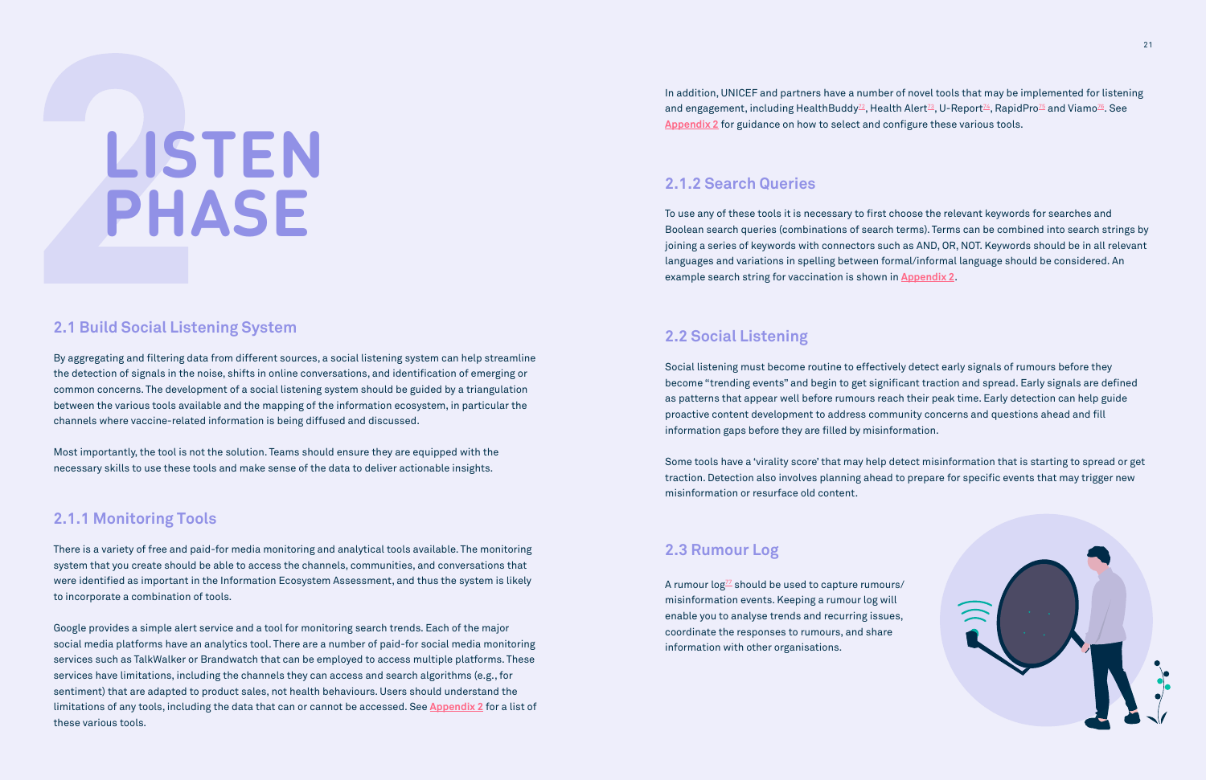# 2 LISTEN PHASE

## 2.1 Build Social Listening System

By aggregating and filtering data from different sources, a social listening system can help streamline the detection of signals in the noise, shifts in online conversations, and identification of emerging or common concerns. The development of a social listening system should be guided by a triangulation between the various tools available and the mapping of the information ecosystem, in particular the channels where vaccine-related information is being diffused and discussed.

Most importantly, the tool is not the solution. Teams should ensure they are equipped with the necessary skills to use these tools and make sense of the data to deliver actionable insights.

### 2.1.1 Monitoring Tools

There is a variety of free and paid-for media monitoring and analytical tools available. The monitoring system that you create should be able to access the channels, communities, and conversations that were identified as important in the Information Ecosystem Assessment, and thus the system is likely to incorporate a combination of tools.

Google provides a simple alert service and a tool for monitoring search trends. Each of the major social media platforms have an analytics tool. There are a number of paid-for social media monitoring services such as TalkWalker or Brandwatch that can be employed to access multiple platforms. These services have limitations, including the channels they can access and search algorithms (e.g., for sentiment) that are adapted to product sales, not health behaviours. Users should understand the limitations of any tools, including the data that can or cannot be accessed. See Appendix 2 for a list of these various tools.

In addition, UNICEF and partners have a number of novel tools that may be implemented for listening and engagement, including HealthBuddy[72], Health Alert[73], U-Report[74], RapidPro[75] and Viamo[76]. See Appendix 2 for guidance on how to select and configure these various tools.

### 2.1.2 Search Queries

To use any of these tools it is necessary to first choose the relevant keywords for searches and Boolean search queries (combinations of search terms). Terms can be combined into search strings by joining a series of keywords with connectors such as AND, OR, NOT. Keywords should be in all relevant languages and variations in spelling between formal/informal language should be considered. An example search string for vaccination is shown in Appendix 2.

## 2.2 Social Listening

Social listening must become routine to effectively detect early signals of rumours before they become "trending events" and begin to get significant traction and spread. Early signals are defined as patterns that appear well before rumours reach their peak time. Early detection can help guide proactive content development to address community concerns and questions ahead and fill information gaps before they are filled by misinformation.

Some tools have a 'virality score' that may help detect misinformation that is starting to spread or get traction. Detection also involves planning ahead to prepare for specific events that may trigger new misinformation or resurface old content.

## 2.3 Rumour Log

A rumour log[77] should be used to capture rumours/misinformation events. Keeping a rumour log will enable you to analyse trends and recurring issues, coordinate the responses to rumours, and share information with other organisations.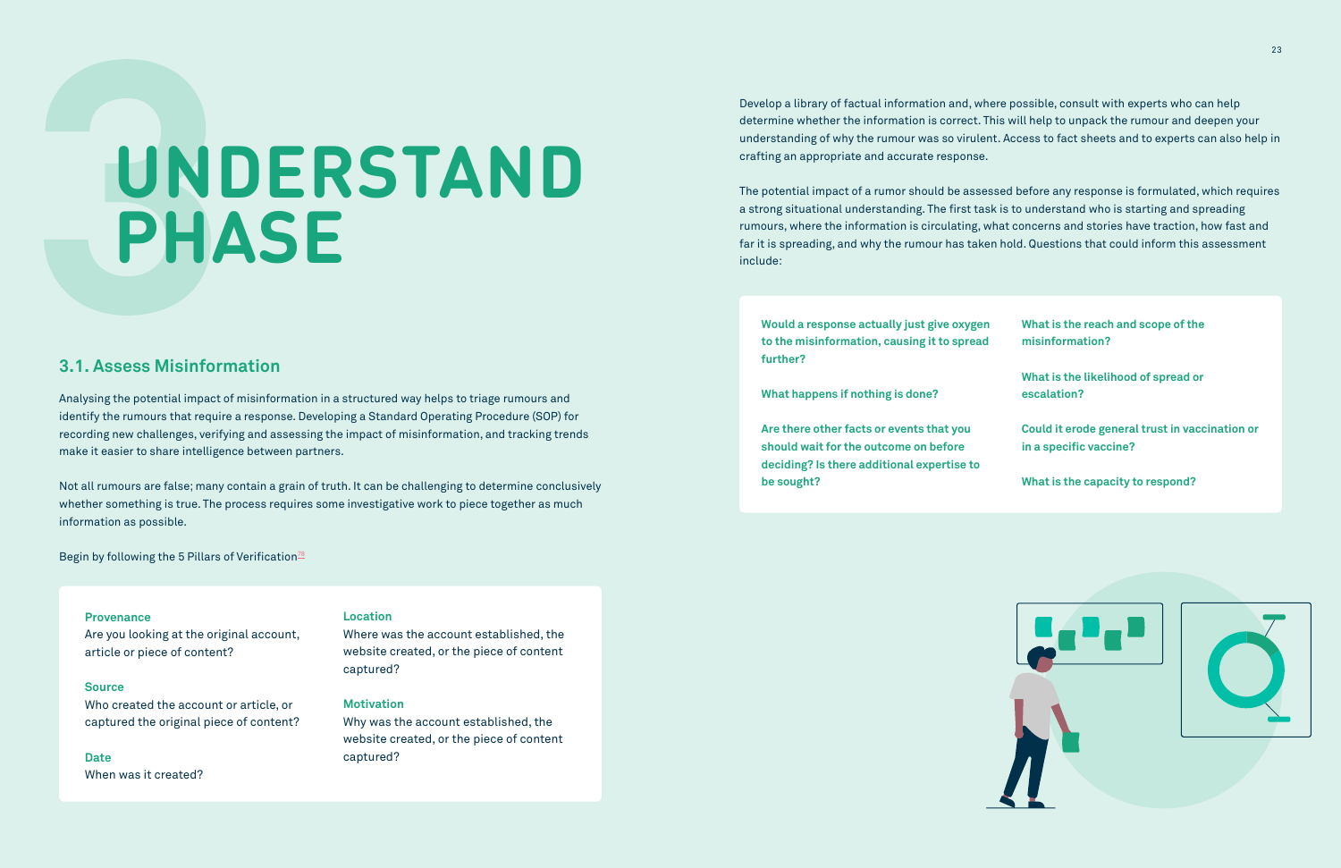# 3 UNDERSTAND PHASE

## 3.1. Assess Misinformation

Analysing the potential impact of misinformation in a structured way helps to triage rumours and identify the rumours that require a response. Developing a Standard Operating Procedure (SOP) for recording new challenges, verifying and assessing the impact of misinformation, and tracking trends make it easier to share intelligence between partners.

Not all rumours are false; many contain a grain of truth. It can be challenging to determine conclusively whether something is true. The process requires some investigative work to piece together as much information as possible.

Begin by following the 5 Pillars of Verification[78]

**Provenance**
Are you looking at the original account, article or piece of content?

**Source**
Who created the account or article, or captured the original piece of content?

**Date**
When was it created?

**Location**
Where was the account established, the website created, or the piece of content captured?

**Motivation**
Why was the account established, the website created, or the piece of content captured?

Develop a library of factual information and, where possible, consult with experts who can help determine whether the information is correct. This will help to unpack the rumour and deepen your understanding of why the rumour was so virulent. Access to fact sheets and to experts can also help in crafting an appropriate and accurate response.

The potential impact of a rumor should be assessed before any response is formulated, which requires a strong situational understanding. The first task is to understand who is starting and spreading rumours, where the information is circulating, what concerns and stories have traction, how fast and far it is spreading, and why the rumour has taken hold. Questions that could inform this assessment include:

**Would a response actually just give oxygen to the misinformation, causing it to spread further?**

**What happens if nothing is done?**

**Are there other facts or events that you should wait for the outcome on before deciding? Is there additional expertise to be sought?**

**What is the reach and scope of the misinformation?**

**What is the likelihood of spread or escalation?**

**Could it erode general trust in vaccination or in a specific vaccine?**

**What is the capacity to respond?**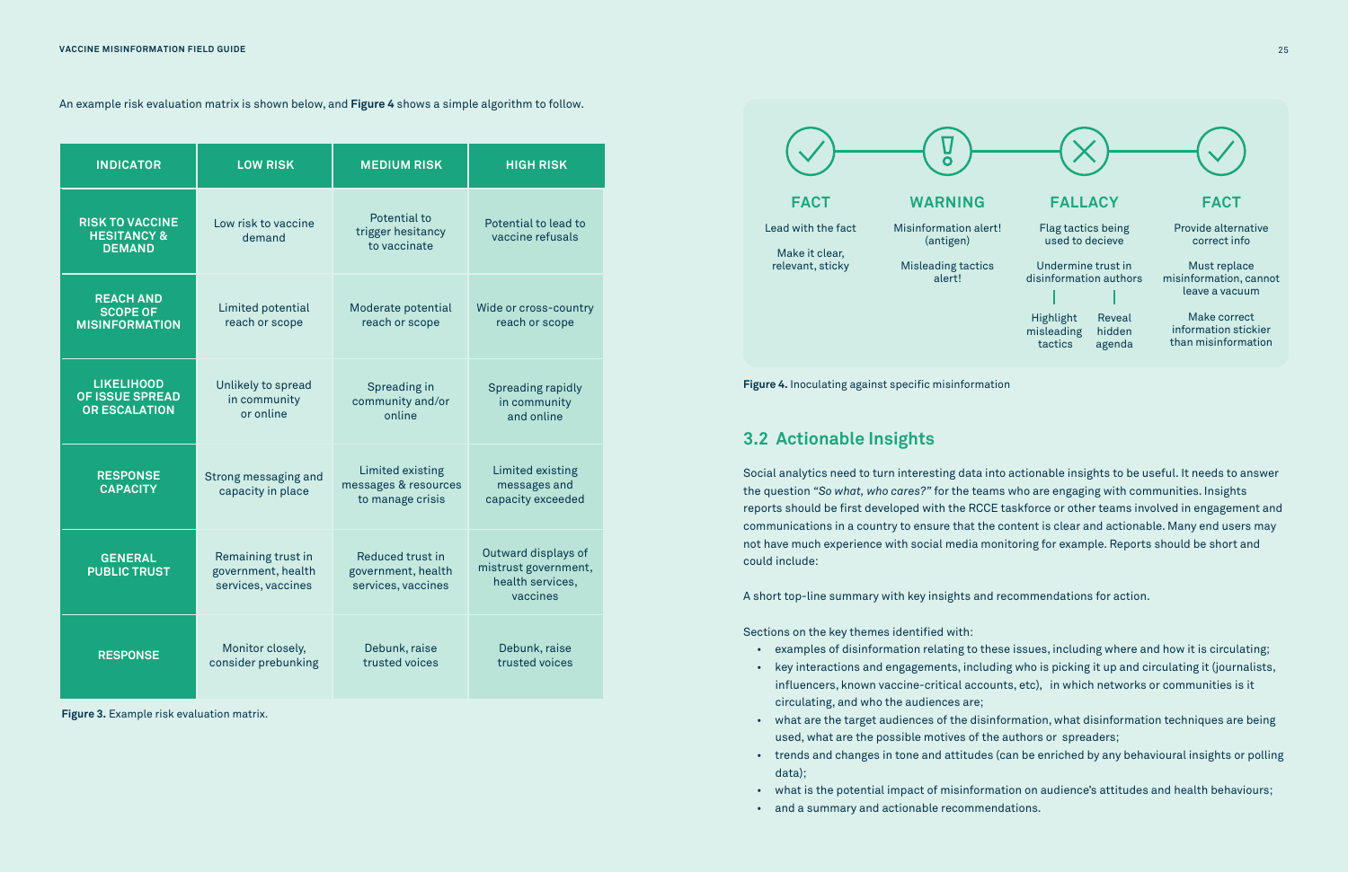An example risk evaluation matrix is shown below, and **Figure 4** shows a simple algorithm to follow.

| INDICATOR | LOW RISK | MEDIUM RISK | HIGH RISK |
|---|---|---|---|
| **RISK TO VACCINE HESITANCY & DEMAND** | Low risk to vaccine demand | Potential to trigger hesitancy to vaccinate | Potential to lead to vaccine refusals |
| **REACH AND SCOPE OF MISINFORMATION** | Limited potential reach or scope | Moderate potential reach or scope | Wide or cross-country reach or scope |
| **LIKELIHOOD OF ISSUE SPREAD OR ESCALATION** | Unlikely to spread in community or online | Spreading in community and/or online | Spreading rapidly in community and online |
| **RESPONSE CAPACITY** | Strong messaging and capacity in place | Limited existing messages & resources to manage crisis | Limited existing messages and capacity exceeded |
| **GENERAL PUBLIC TRUST** | Remaining trust in government, health services, vaccines | Reduced trust in government, health services, vaccines | Outward displays of mistrust government, health services, vaccines |
| **RESPONSE** | Monitor closely, consider prebunking | Debunk, raise trusted voices | Debunk, raise trusted voices |

**Figure 3.** Example risk evaluation matrix.

| FACT | WARNING | FALLACY | FACT |
|---|---|---|---|
| Lead with the fact<br>Make it clear, relevant, sticky | Misinformation alert! (antigen)<br>Misleading tactics alert! | Flag tactics being used to decieve<br>Undermine trust in disinformation authors<br>Highlight misleading tactics / Reveal hidden agenda | Provide alternative correct info<br>Must replace misinformation, cannot leave a vacuum<br>Make correct information stickier than misinformation |

**Figure 4.** Inoculating against specific misinformation

## 3.2 Actionable Insights

Social analytics need to turn interesting data into actionable insights to be useful. It needs to answer the question *"So what, who cares?"* for the teams who are engaging with communities. Insights reports should be first developed with the RCCE taskforce or other teams involved in engagement and communications in a country to ensure that the content is clear and actionable. Many end users may not have much experience with social media monitoring for example. Reports should be short and could include:

A short top-line summary with key insights and recommendations for action.

Sections on the key themes identified with:

- examples of disinformation relating to these issues, including where and how it is circulating;
- key interactions and engagements, including who is picking it up and circulating it (journalists, influencers, known vaccine-critical accounts, etc), in which networks or communities is it circulating, and who the audiences are;
- what are the target audiences of the disinformation, what disinformation techniques are being used, what are the possible motives of the authors or spreaders;
- trends and changes in tone and attitudes (can be enriched by any behavioural insights or polling data);
- what is the potential impact of misinformation on audience's attitudes and health behaviours;
- and a summary and actionable recommendations.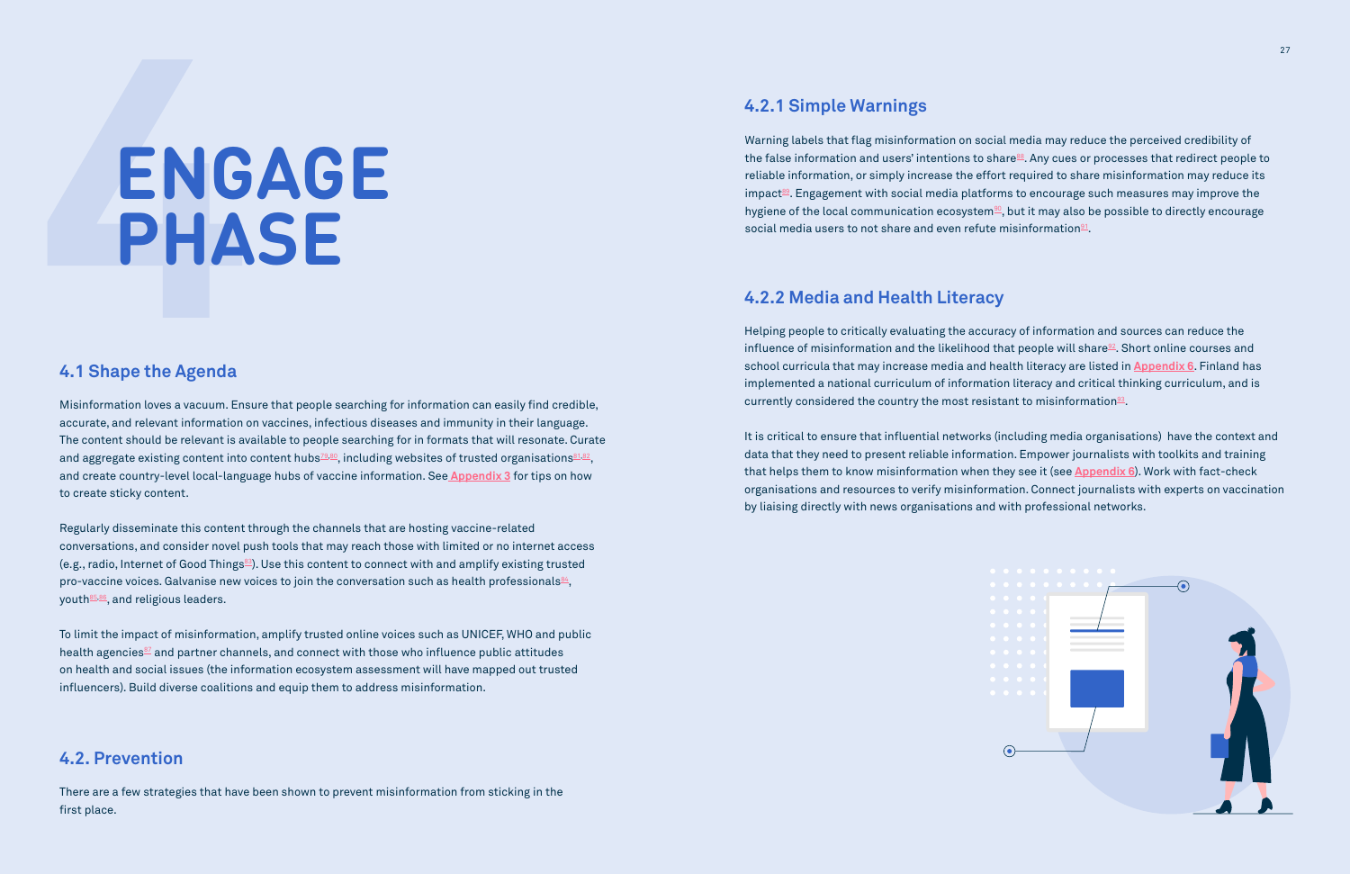# ENGAGE PHASE

## 4.1 Shape the Agenda

Misinformation loves a vacuum. Ensure that people searching for information can easily find credible, accurate, and relevant information on vaccines, infectious diseases and immunity in their language. The content should be relevant is available to people searching for in formats that will resonate. Curate and aggregate existing content into content hubs[79,80], including websites of trusted organisations[81,82], and create country-level local-language hubs of vaccine information. See Appendix 3 for tips on how to create sticky content.

Regularly disseminate this content through the channels that are hosting vaccine-related conversations, and consider novel push tools that may reach those with limited or no internet access (e.g., radio, Internet of Good Things[83]). Use this content to connect with and amplify existing trusted pro-vaccine voices. Galvanise new voices to join the conversation such as health professionals[84], youth[85,86], and religious leaders.

To limit the impact of misinformation, amplify trusted online voices such as UNICEF, WHO and public health agencies[87] and partner channels, and connect with those who influence public attitudes on health and social issues (the information ecosystem assessment will have mapped out trusted influencers). Build diverse coalitions and equip them to address misinformation.

## 4.2. Prevention

There are a few strategies that have been shown to prevent misinformation from sticking in the first place.

### 4.2.1 Simple Warnings

Warning labels that flag misinformation on social media may reduce the perceived credibility of the false information and users' intentions to share[88]. Any cues or processes that redirect people to reliable information, or simply increase the effort required to share misinformation may reduce its impact[89]. Engagement with social media platforms to encourage such measures may improve the hygiene of the local communication ecosystem[90], but it may also be possible to directly encourage social media users to not share and even refute misinformation[91].

### 4.2.2 Media and Health Literacy

Helping people to critically evaluating the accuracy of information and sources can reduce the influence of misinformation and the likelihood that people will share[92]. Short online courses and school curricula that may increase media and health literacy are listed in Appendix 6. Finland has implemented a national curriculum of information literacy and critical thinking curriculum, and is currently considered the country the most resistant to misinformation[93].

It is critical to ensure that influential networks (including media organisations) have the context and data that they need to present reliable information. Empower journalists with toolkits and training that helps them to know misinformation when they see it (see Appendix 6). Work with fact-check organisations and resources to verify misinformation. Connect journalists with experts on vaccination by liaising directly with news organisations and with professional networks.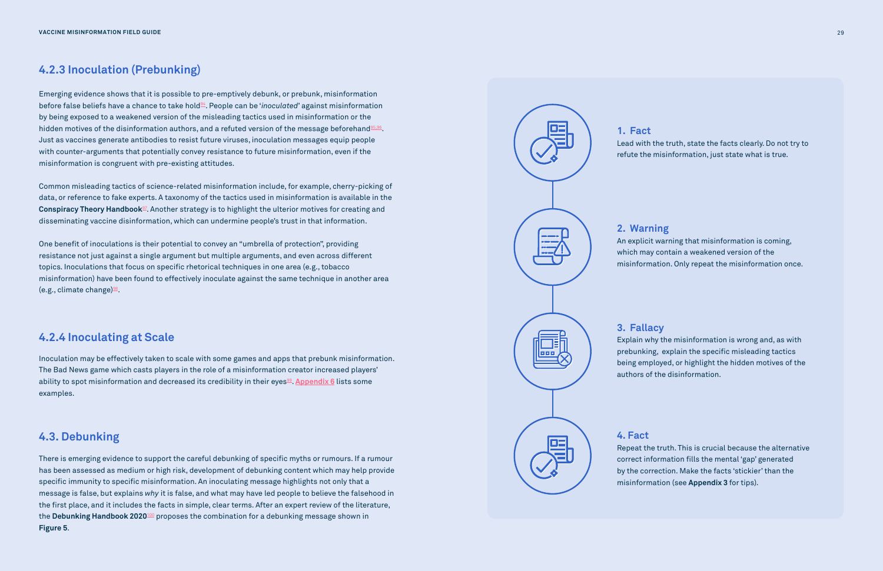### 4.2.3 Inoculation (Prebunking)

Emerging evidence shows that it is possible to pre-emptively debunk, or prebunk, misinformation before false beliefs have a chance to take hold[94]. People can be '*inoculated*' against misinformation by being exposed to a weakened version of the misleading tactics used in misinformation or the hidden motives of the disinformation authors, and a refuted version of the message beforehand[95,96]. Just as vaccines generate antibodies to resist future viruses, inoculation messages equip people with counter-arguments that potentially convey resistance to future misinformation, even if the misinformation is congruent with pre-existing attitudes.

Common misleading tactics of science-related misinformation include, for example, cherry-picking of data, or reference to fake experts. A taxonomy of the tactics used in misinformation is available in the **Conspiracy Theory Handbook**[97]. Another strategy is to highlight the ulterior motives for creating and disseminating vaccine disinformation, which can undermine people's trust in that information.

One benefit of inoculations is their potential to convey an "umbrella of protection", providing resistance not just against a single argument but multiple arguments, and even across different topics. Inoculations that focus on specific rhetorical techniques in one area (e.g., tobacco misinformation) have been found to effectively inoculate against the same technique in another area (e.g., climate change)[98].

### 4.2.4 Inoculating at Scale

Inoculation may be effectively taken to scale with some games and apps that prebunk misinformation. The Bad News game which casts players in the role of a misinformation creator increased players' ability to spot misinformation and decreased its credibility in their eyes[99]. Appendix 6 lists some examples.

### 4.3. Debunking

There is emerging evidence to support the careful debunking of specific myths or rumours. If a rumour has been assessed as medium or high risk, development of debunking content which may help provide specific immunity to specific misinformation. An inoculating message highlights not only that a message is false, but explains *why* it is false, and what may have led people to believe the falsehood in the first place, and it includes the facts in simple, clear terms. After an expert review of the literature, the **Debunking Handbook 2020**[100] proposes the combination for a debunking message shown in **Figure 5**.

**1. Fact**
Lead with the truth, state the facts clearly. Do not try to refute the misinformation, just state what is true.

**2. Warning**
An explicit warning that misinformation is coming, which may contain a weakened version of the misinformation. Only repeat the misinformation once.

**3. Fallacy**
Explain why the misinformation is wrong and, as with prebunking, explain the specific misleading tactics being employed, or highlight the hidden motives of the authors of the disinformation.

**4. Fact**
Repeat the truth. This is crucial because the alternative correct information fills the mental 'gap' generated by the correction. Make the facts 'stickier' than the misinformation (see **Appendix 3** for tips).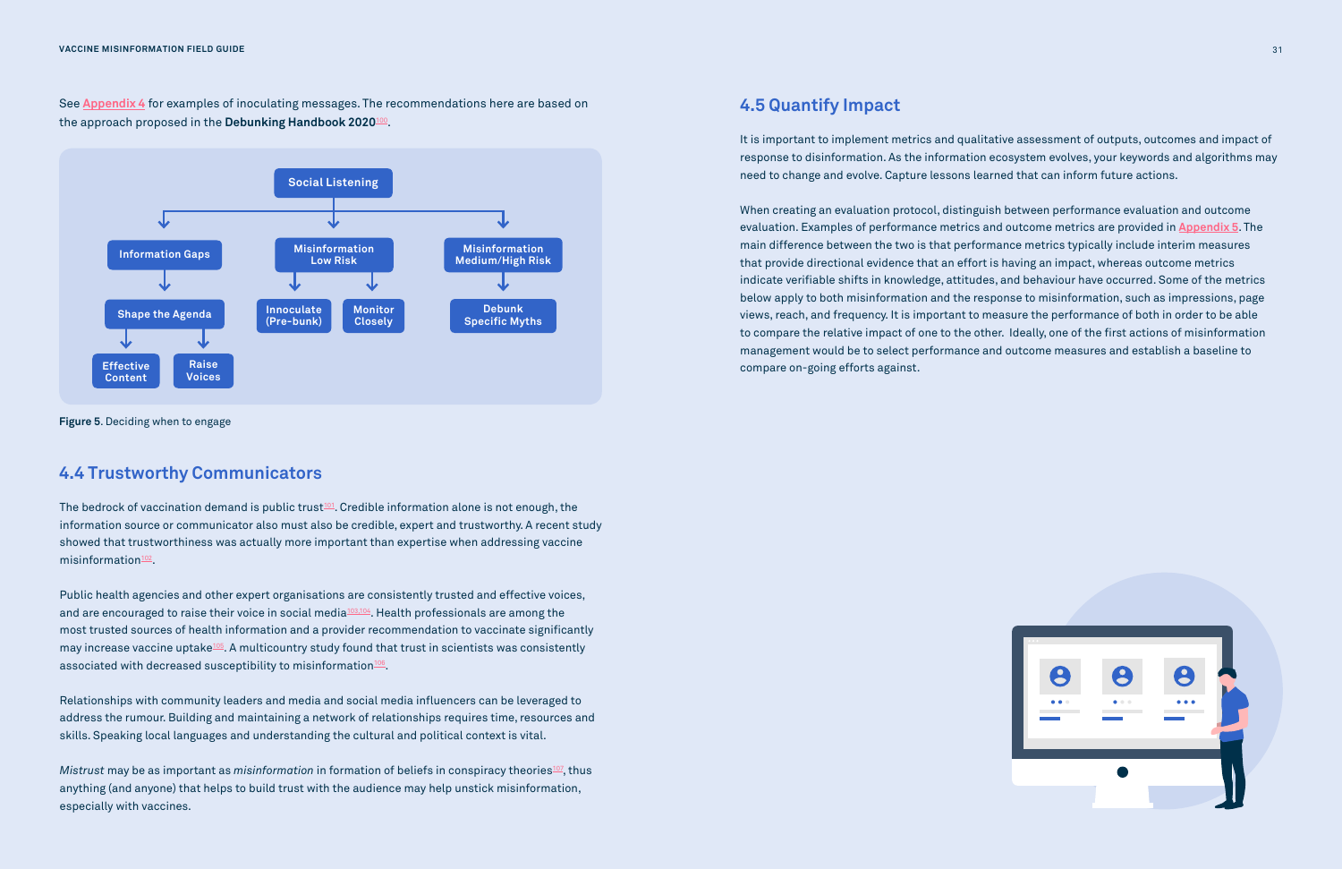See Appendix 4 for examples of inoculating messages. The recommendations here are based on the approach proposed in the **Debunking Handbook 2020**[100].

- Social Listening
  - Information Gaps
    - Shape the Agenda
      - Effective Content
      - Raise Voices
  - Misinformation Low Risk
    - Innoculate (Pre-bunk)
    - Monitor Closely
  - Misinformation Medium/High Risk
    - Debunk Specific Myths

**Figure 5**. Deciding when to engage

## 4.4 Trustworthy Communicators

The bedrock of vaccination demand is public trust[101]. Credible information alone is not enough, the information source or communicator also must also be credible, expert and trustworthy. A recent study showed that trustworthiness was actually more important than expertise when addressing vaccine misinformation[102].

Public health agencies and other expert organisations are consistently trusted and effective voices, and are encouraged to raise their voice in social media[103,104]. Health professionals are among the most trusted sources of health information and a provider recommendation to vaccinate significantly may increase vaccine uptake[105]. A multicountry study found that trust in scientists was consistently associated with decreased susceptibility to misinformation[106].

Relationships with community leaders and media and social media influencers can be leveraged to address the rumour. Building and maintaining a network of relationships requires time, resources and skills. Speaking local languages and understanding the cultural and political context is vital.

*Mistrust* may be as important as *misinformation* in formation of beliefs in conspiracy theories[107], thus anything (and anyone) that helps to build trust with the audience may help unstick misinformation, especially with vaccines.

## 4.5 Quantify Impact

It is important to implement metrics and qualitative assessment of outputs, outcomes and impact of response to disinformation. As the information ecosystem evolves, your keywords and algorithms may need to change and evolve. Capture lessons learned that can inform future actions.

When creating an evaluation protocol, distinguish between performance evaluation and outcome evaluation. Examples of performance metrics and outcome metrics are provided in Appendix 5. The main difference between the two is that performance metrics typically include interim measures that provide directional evidence that an effort is having an impact, whereas outcome metrics indicate verifiable shifts in knowledge, attitudes, and behaviour have occurred. Some of the metrics below apply to both misinformation and the response to misinformation, such as impressions, page views, reach, and frequency. It is important to measure the performance of both in order to be able to compare the relative impact of one to the other. Ideally, one of the first actions of misinformation management would be to select performance and outcome measures and establish a baseline to compare on-going efforts against.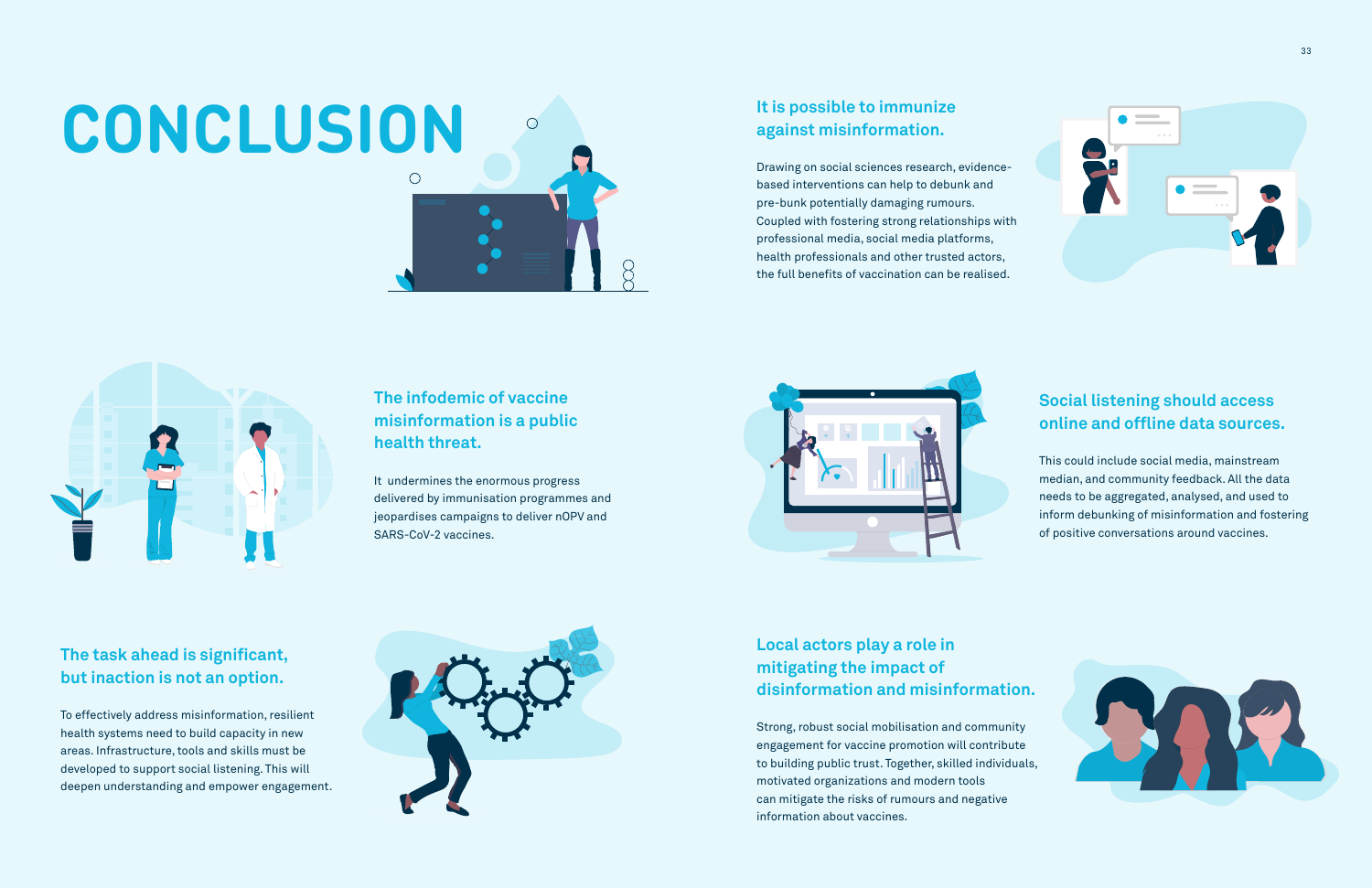# CONCLUSION

## It is possible to immunize against misinformation.

Drawing on social sciences research, evidence-based interventions can help to debunk and pre-bunk potentially damaging rumours. Coupled with fostering strong relationships with professional media, social media platforms, health professionals and other trusted actors, the full benefits of vaccination can be realised.

## The infodemic of vaccine misinformation is a public health threat.

It undermines the enormous progress delivered by immunisation programmes and jeopardises campaigns to deliver nOPV and SARS-CoV-2 vaccines.

## Social listening should access online and offline data sources.

This could include social media, mainstream median, and community feedback. All the data needs to be aggregated, analysed, and used to inform debunking of misinformation and fostering of positive conversations around vaccines.

## The task ahead is significant, but inaction is not an option.

To effectively address misinformation, resilient health systems need to build capacity in new areas. Infrastructure, tools and skills must be developed to support social listening. This will deepen understanding and empower engagement.

## Local actors play a role in mitigating the impact of disinformation and misinformation.

Strong, robust social mobilisation and community engagement for vaccine promotion will contribute to building public trust. Together, skilled individuals, motivated organizations and modern tools can mitigate the risks of rumours and negative information about vaccines.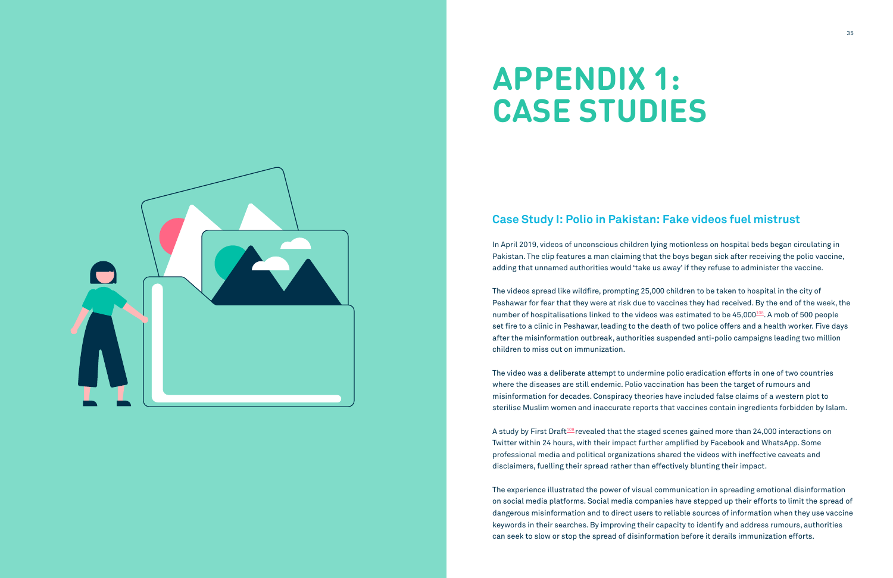# APPENDIX 1: CASE STUDIES

## Case Study I: Polio in Pakistan: Fake videos fuel mistrust

In April 2019, videos of unconscious children lying motionless on hospital beds began circulating in Pakistan. The clip features a man claiming that the boys began sick after receiving the polio vaccine, adding that unnamed authorities would 'take us away' if they refuse to administer the vaccine.

The videos spread like wildfire, prompting 25,000 children to be taken to hospital in the city of Peshawar for fear that they were at risk due to vaccines they had received. By the end of the week, the number of hospitalisations linked to the videos was estimated to be 45,000[108]. A mob of 500 people set fire to a clinic in Peshawar, leading to the death of two police offers and a health worker. Five days after the misinformation outbreak, authorities suspended anti-polio campaigns leading two million children to miss out on immunization.

The video was a deliberate attempt to undermine polio eradication efforts in one of two countries where the diseases are still endemic. Polio vaccination has been the target of rumours and misinformation for decades. Conspiracy theories have included false claims of a western plot to sterilise Muslim women and inaccurate reports that vaccines contain ingredients forbidden by Islam.

A study by First Draft[109] revealed that the staged scenes gained more than 24,000 interactions on Twitter within 24 hours, with their impact further amplified by Facebook and WhatsApp. Some professional media and political organizations shared the videos with ineffective caveats and disclaimers, fuelling their spread rather than effectively blunting their impact.

The experience illustrated the power of visual communication in spreading emotional disinformation on social media platforms. Social media companies have stepped up their efforts to limit the spread of dangerous misinformation and to direct users to reliable sources of information when they use vaccine keywords in their searches. By improving their capacity to identify and address rumours, authorities can seek to slow or stop the spread of disinformation before it derails immunization efforts.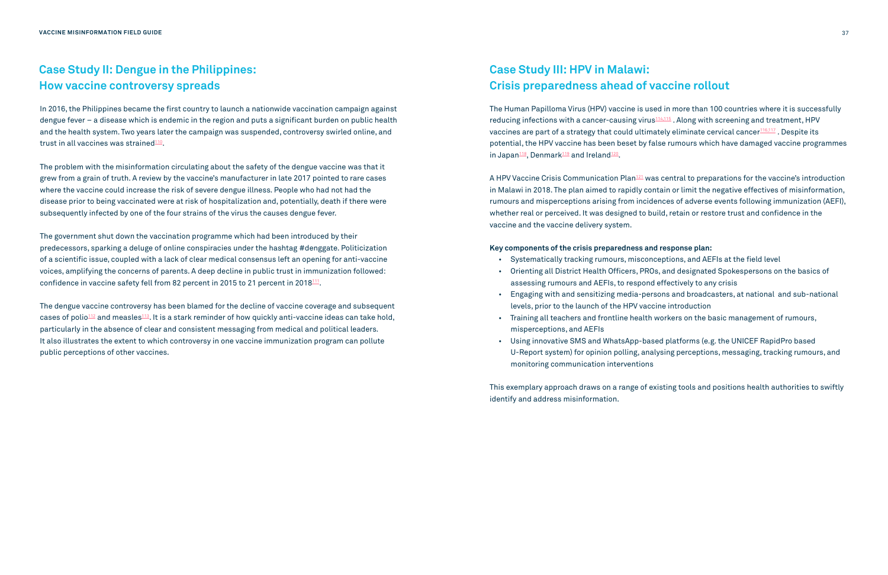## Case Study II: Dengue in the Philippines: How vaccine controversy spreads

In 2016, the Philippines became the first country to launch a nationwide vaccination campaign against dengue fever – a disease which is endemic in the region and puts a significant burden on public health and the health system. Two years later the campaign was suspended, controversy swirled online, and trust in all vaccines was strained[110].

The problem with the misinformation circulating about the safety of the dengue vaccine was that it grew from a grain of truth. A review by the vaccine's manufacturer in late 2017 pointed to rare cases where the vaccine could increase the risk of severe dengue illness. People who had not had the disease prior to being vaccinated were at risk of hospitalization and, potentially, death if there were subsequently infected by one of the four strains of the virus the causes dengue fever.

The government shut down the vaccination programme which had been introduced by their predecessors, sparking a deluge of online conspiracies under the hashtag #denggate. Politicization of a scientific issue, coupled with a lack of clear medical consensus left an opening for anti-vaccine voices, amplifying the concerns of parents. A deep decline in public trust in immunization followed: confidence in vaccine safety fell from 82 percent in 2015 to 21 percent in 2018[111].

The dengue vaccine controversy has been blamed for the decline of vaccine coverage and subsequent cases of polio[112] and measles[113]. It is a stark reminder of how quickly anti-vaccine ideas can take hold, particularly in the absence of clear and consistent messaging from medical and political leaders. It also illustrates the extent to which controversy in one vaccine immunization program can pollute public perceptions of other vaccines.

## Case Study III: HPV in Malawi: Crisis preparedness ahead of vaccine rollout

The Human Papilloma Virus (HPV) vaccine is used in more than 100 countries where it is successfully reducing infections with a cancer-causing virus[114,115]. Along with screening and treatment, HPV vaccines are part of a strategy that could ultimately eliminate cervical cancer[116,117]. Despite its potential, the HPV vaccine has been beset by false rumours which have damaged vaccine programmes in Japan[118], Denmark[119] and Ireland[120].

A HPV Vaccine Crisis Communication Plan[121] was central to preparations for the vaccine's introduction in Malawi in 2018. The plan aimed to rapidly contain or limit the negative effectives of misinformation, rumours and misperceptions arising from incidences of adverse events following immunization (AEFI), whether real or perceived. It was designed to build, retain or restore trust and confidence in the vaccine and the vaccine delivery system.

**Key components of the crisis preparedness and response plan:**

- Systematically tracking rumours, misconceptions, and AEFIs at the field level
- Orienting all District Health Officers, PROs, and designated Spokespersons on the basics of assessing rumours and AEFIs, to respond effectively to any crisis
- Engaging with and sensitizing media-persons and broadcasters, at national and sub-national levels, prior to the launch of the HPV vaccine introduction
- Training all teachers and frontline health workers on the basic management of rumours, misperceptions, and AEFIs
- Using innovative SMS and WhatsApp-based platforms (e.g. the UNICEF RapidPro based U-Report system) for opinion polling, analysing perceptions, messaging, tracking rumours, and monitoring communication interventions

This exemplary approach draws on a range of existing tools and positions health authorities to swiftly identify and address misinformation.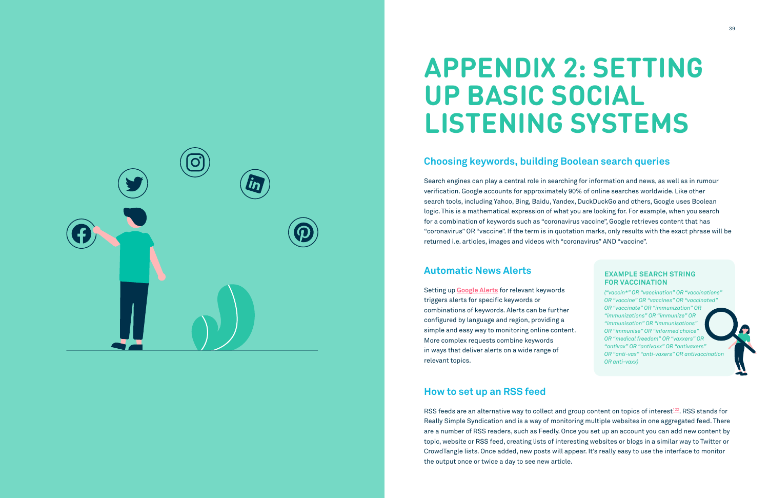# APPENDIX 2: SETTING UP BASIC SOCIAL LISTENING SYSTEMS

## Choosing keywords, building Boolean search queries

Search engines can play a central role in searching for information and news, as well as in rumour verification. Google accounts for approximately 90% of online searches worldwide. Like other search tools, including Yahoo, Bing, Baidu, Yandex, DuckDuckGo and others, Google uses Boolean logic. This is a mathematical expression of what you are looking for. For example, when you search for a combination of keywords such as "coronavirus vaccine", Google retrieves content that has "coronavirus" OR "vaccine". If the term is in quotation marks, only results with the exact phrase will be returned i.e. articles, images and videos with "coronavirus" AND "vaccine".

## Automatic News Alerts

Setting up [Google Alerts]() for relevant keywords triggers alerts for specific keywords or combinations of keywords. Alerts can be further configured by language and region, providing a simple and easy way to monitoring online content. More complex requests combine keywords in ways that deliver alerts on a wide range of relevant topics.

### EXAMPLE SEARCH STRING FOR VACCINATION

*("vaccin*" OR "vaccination" OR "vaccinations" OR "vaccine" OR "vaccines" OR "vaccinated" OR "vaccinate" OR "immunization" OR "immunizations" OR "immunize" OR "immunisation" OR "immunisations" OR "immunise" OR "informed choice" OR "medical freedom" OR "vaxxers" OR "antivax" OR "antivaxx" OR "antivaxers" OR "anti-vax" "anti-vaxers" OR antivaccination OR anti-vaxx)*

## How to set up an RSS feed

RSS feeds are an alternative way to collect and group content on topics of interest[122]. RSS stands for Really Simple Syndication and is a way of monitoring multiple websites in one aggregated feed. There are a number of RSS readers, such as Feedly. Once you set up an account you can add new content by topic, website or RSS feed, creating lists of interesting websites or blogs in a similar way to Twitter or CrowdTangle lists. Once added, new posts will appear. It's really easy to use the interface to monitor the output once or twice a day to see new article.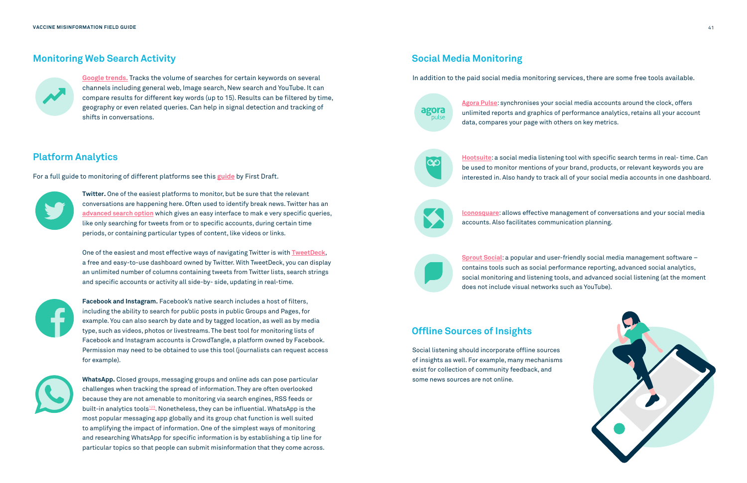## Monitoring Web Search Activity

Google trends. Tracks the volume of searches for certain keywords on several channels including general web, Image search, New search and YouTube. It can compare results for different key words (up to 15). Results can be filtered by time, geography or even related queries. Can help in signal detection and tracking of shifts in conversations.

## Platform Analytics

For a full guide to monitoring of different platforms see this guide by First Draft.

**Twitter.** One of the easiest platforms to monitor, but be sure that the relevant conversations are happening here. Often used to identify break news. Twitter has an advanced search option which gives an easy interface to mak e very specific queries, like only searching for tweets from or to specific accounts, during certain time periods, or containing particular types of content, like videos or links.

One of the easiest and most effective ways of navigating Twitter is with TweetDeck, a free and easy-to-use dashboard owned by Twitter. With TweetDeck, you can display an unlimited number of columns containing tweets from Twitter lists, search strings and specific accounts or activity all side-by- side, updating in real-time.

**Facebook and Instagram.** Facebook's native search includes a host of filters, including the ability to search for public posts in public Groups and Pages, for example. You can also search by date and by tagged location, as well as by media type, such as videos, photos or livestreams. The best tool for monitoring lists of Facebook and Instagram accounts is CrowdTangle, a platform owned by Facebook. Permission may need to be obtained to use this tool (journalists can request access for example).

**WhatsApp.** Closed groups, messaging groups and online ads can pose particular challenges when tracking the spread of information. They are often overlooked because they are not amenable to monitoring via search engines, RSS feeds or built-in analytics tools[122]. Nonetheless, they can be influential. WhatsApp is the most popular messaging app globally and its group chat function is well suited to amplifying the impact of information. One of the simplest ways of monitoring and researching WhatsApp for specific information is by establishing a tip line for particular topics so that people can submit misinformation that they come across.

## Social Media Monitoring

In addition to the paid social media monitoring services, there are some free tools available.

Agora Pulse: synchronises your social media accounts around the clock, offers unlimited reports and graphics of performance analytics, retains all your account data, compares your page with others on key metrics.

Hootsuite: a social media listening tool with specific search terms in real- time. Can be used to monitor mentions of your brand, products, or relevant keywords you are interested in. Also handy to track all of your social media accounts in one dashboard.

Iconosquare: allows effective management of conversations and your social media accounts. Also facilitates communication planning.

Sprout Social: a popular and user-friendly social media management software – contains tools such as social performance reporting, advanced social analytics, social monitoring and listening tools, and advanced social listening (at the moment does not include visual networks such as YouTube).

## Offline Sources of Insights

Social listening should incorporate offline sources of insights as well. For example, many mechanisms exist for collection of community feedback, and some news sources are not online.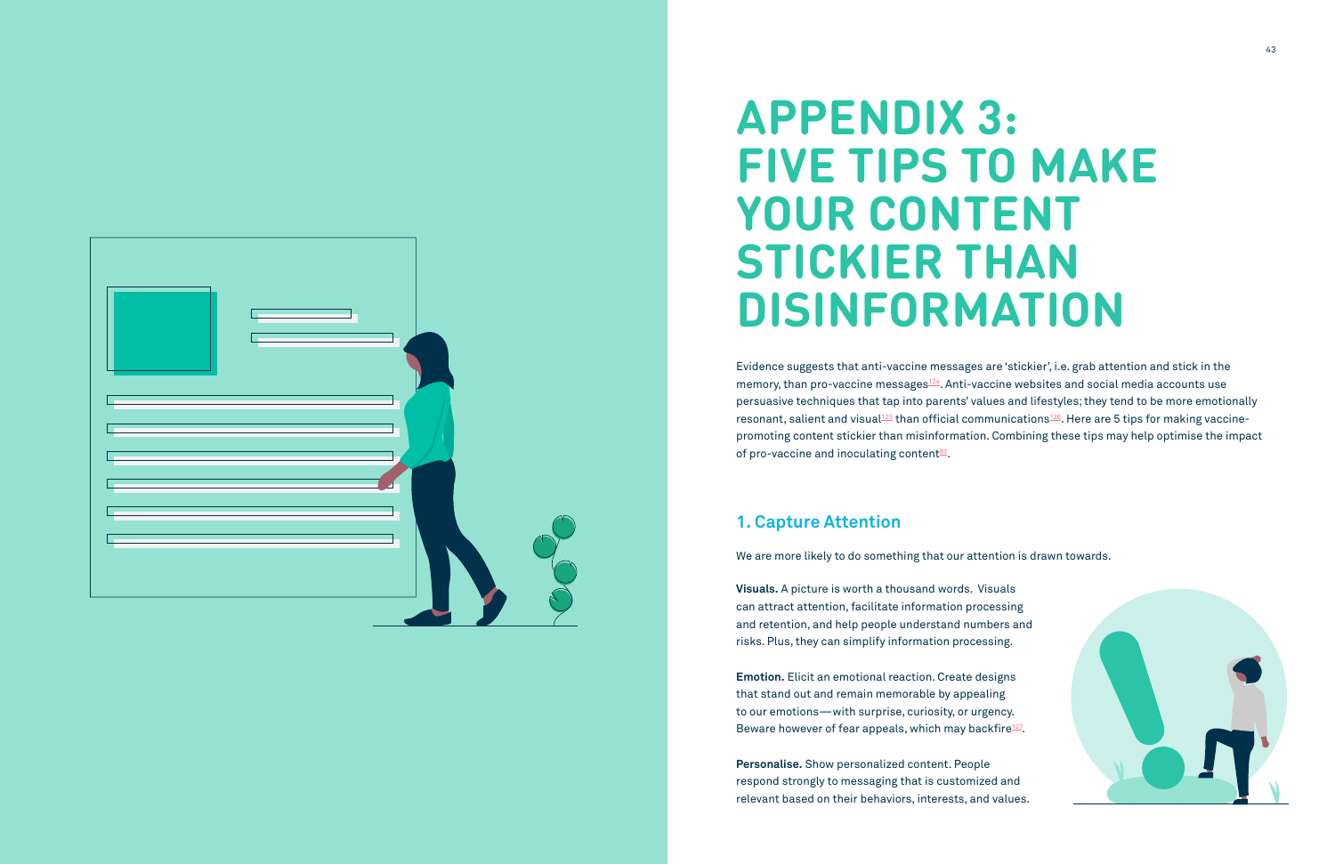# APPENDIX 3: FIVE TIPS TO MAKE YOUR CONTENT STICKIER THAN DISINFORMATION

Evidence suggests that anti-vaccine messages are 'stickier', i.e. grab attention and stick in the memory, than pro-vaccine messages[124]. Anti-vaccine websites and social media accounts use persuasive techniques that tap into parents' values and lifestyles; they tend to be more emotionally resonant, salient and visual[125] than official communications[126]. Here are 5 tips for making vaccine-promoting content stickier than misinformation. Combining these tips may help optimise the impact of pro-vaccine and inoculating content[83].

## 1. Capture Attention

We are more likely to do something that our attention is drawn towards.

**Visuals.** A picture is worth a thousand words. Visuals can attract attention, facilitate information processing and retention, and help people understand numbers and risks. Plus, they can simplify information processing.

**Emotion.** Elicit an emotional reaction. Create designs that stand out and remain memorable by appealing to our emotions—with surprise, curiosity, or urgency. Beware however of fear appeals, which may backfire[127].

**Personalise.** Show personalized content. People respond strongly to messaging that is customized and relevant based on their behaviors, interests, and values.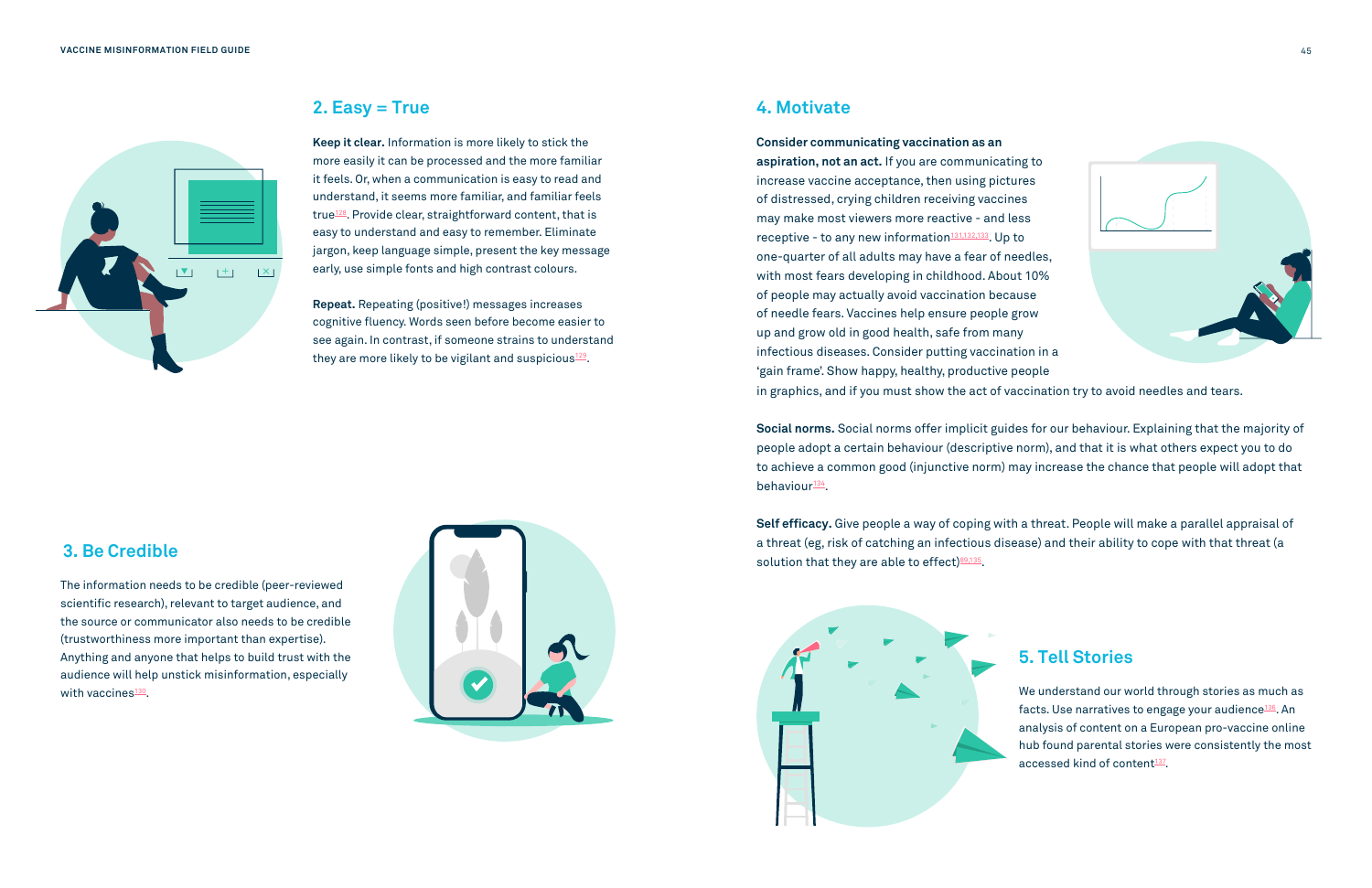## 2. Easy = True

**Keep it clear.** Information is more likely to stick the more easily it can be processed and the more familiar it feels. Or, when a communication is easy to read and understand, it seems more familiar, and familiar feels true[128]. Provide clear, straightforward content, that is easy to understand and easy to remember. Eliminate jargon, keep language simple, present the key message early, use simple fonts and high contrast colours.

**Repeat.** Repeating (positive!) messages increases cognitive fluency. Words seen before become easier to see again. In contrast, if someone strains to understand they are more likely to be vigilant and suspicious[129].

## 3. Be Credible

The information needs to be credible (peer-reviewed scientific research), relevant to target audience, and the source or communicator also needs to be credible (trustworthiness more important than expertise). Anything and anyone that helps to build trust with the audience will help unstick misinformation, especially with vaccines[130].

## 4. Motivate

**Consider communicating vaccination as an aspiration, not an act.** If you are communicating to increase vaccine acceptance, then using pictures of distressed, crying children receiving vaccines may make most viewers more reactive - and less receptive - to any new information[131,132,133]. Up to one-quarter of all adults may have a fear of needles, with most fears developing in childhood. About 10% of people may actually avoid vaccination because of needle fears. Vaccines help ensure people grow up and grow old in good health, safe from many infectious diseases. Consider putting vaccination in a 'gain frame'. Show happy, healthy, productive people in graphics, and if you must show the act of vaccination try to avoid needles and tears.

**Social norms.** Social norms offer implicit guides for our behaviour. Explaining that the majority of people adopt a certain behaviour (descriptive norm), and that it is what others expect you to do to achieve a common good (injunctive norm) may increase the chance that people will adopt that behaviour[134].

**Self efficacy.** Give people a way of coping with a threat. People will make a parallel appraisal of a threat (eg, risk of catching an infectious disease) and their ability to cope with that threat (a solution that they are able to effect)[89,135].

## 5. Tell Stories

We understand our world through stories as much as facts. Use narratives to engage your audience[136]. An analysis of content on a European pro-vaccine online hub found parental stories were consistently the most accessed kind of content[137].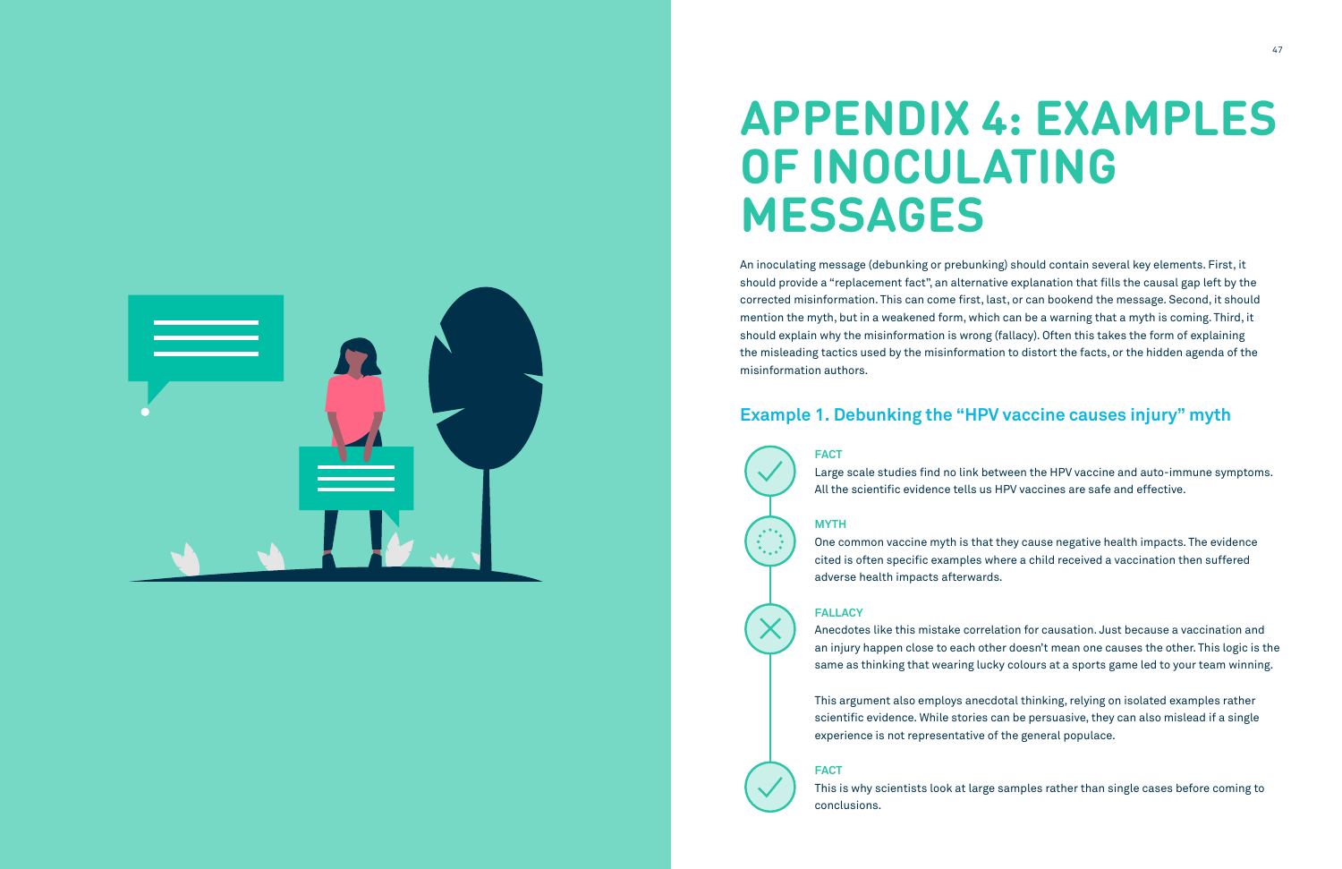# APPENDIX 4: EXAMPLES OF INOCULATING MESSAGES

An inoculating message (debunking or prebunking) should contain several key elements. First, it should provide a "replacement fact", an alternative explanation that fills the causal gap left by the corrected misinformation. This can come first, last, or can bookend the message. Second, it should mention the myth, but in a weakened form, which can be a warning that a myth is coming. Third, it should explain why the misinformation is wrong (fallacy). Often this takes the form of explaining the misleading tactics used by the misinformation to distort the facts, or the hidden agenda of the misinformation authors.

## Example 1. Debunking the "HPV vaccine causes injury" myth

**FACT**

Large scale studies find no link between the HPV vaccine and auto-immune symptoms. All the scientific evidence tells us HPV vaccines are safe and effective.

**MYTH**

One common vaccine myth is that they cause negative health impacts. The evidence cited is often specific examples where a child received a vaccination then suffered adverse health impacts afterwards.

**FALLACY**

Anecdotes like this mistake correlation for causation. Just because a vaccination and an injury happen close to each other doesn't mean one causes the other. This logic is the same as thinking that wearing lucky colours at a sports game led to your team winning.

This argument also employs anecdotal thinking, relying on isolated examples rather scientific evidence. While stories can be persuasive, they can also mislead if a single experience is not representative of the general populace.

**FACT**

This is why scientists look at large samples rather than single cases before coming to conclusions.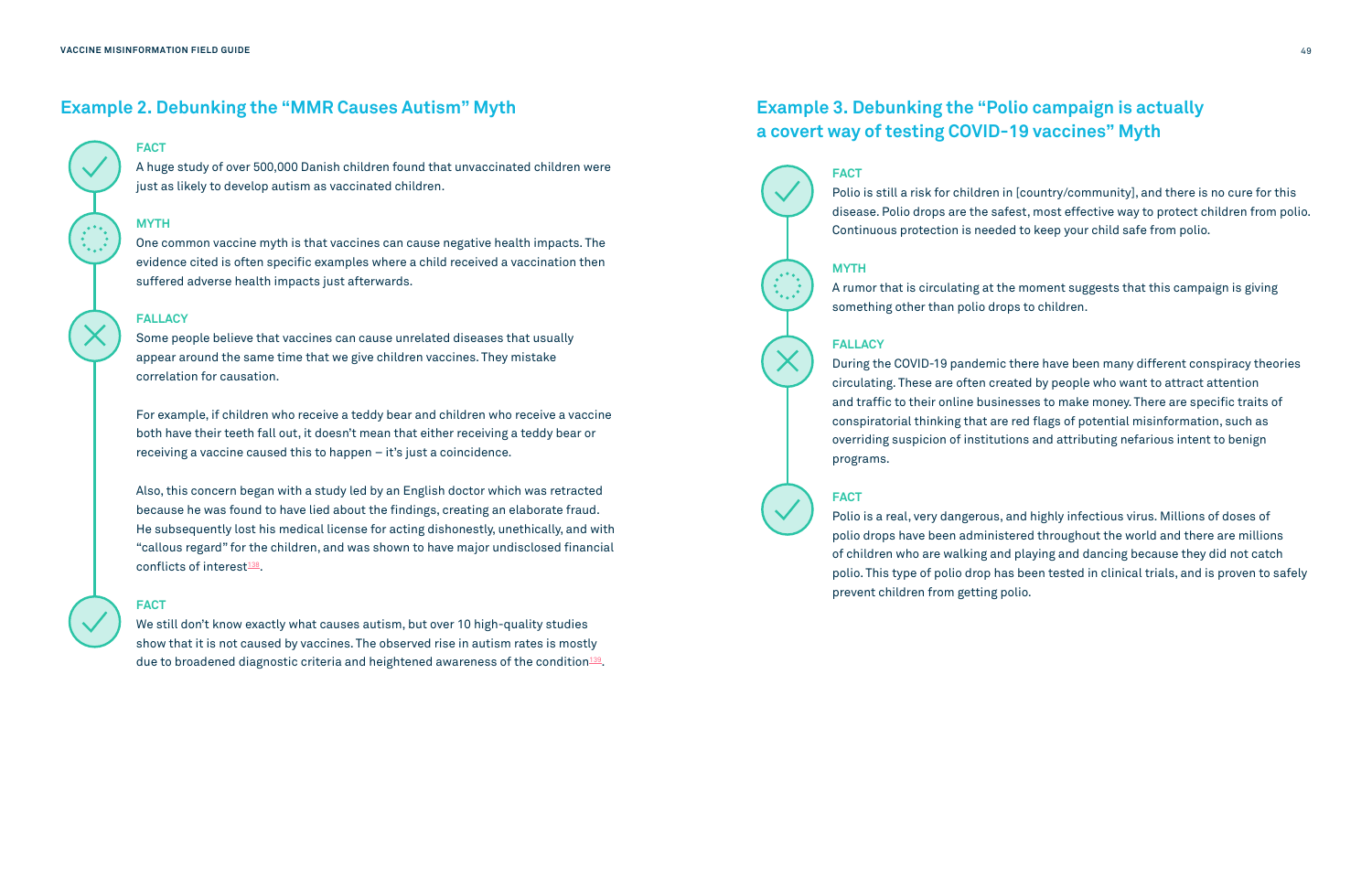## Example 2. Debunking the "MMR Causes Autism" Myth

**FACT**

A huge study of over 500,000 Danish children found that unvaccinated children were just as likely to develop autism as vaccinated children.

**MYTH**

One common vaccine myth is that vaccines can cause negative health impacts. The evidence cited is often specific examples where a child received a vaccination then suffered adverse health impacts just afterwards.

**FALLACY**

Some people believe that vaccines can cause unrelated diseases that usually appear around the same time that we give children vaccines. They mistake correlation for causation.

For example, if children who receive a teddy bear and children who receive a vaccine both have their teeth fall out, it doesn't mean that either receiving a teddy bear or receiving a vaccine caused this to happen – it's just a coincidence.

Also, this concern began with a study led by an English doctor which was retracted because he was found to have lied about the findings, creating an elaborate fraud. He subsequently lost his medical license for acting dishonestly, unethically, and with "callous regard" for the children, and was shown to have major undisclosed financial conflicts of interest[138].

**FACT**

We still don't know exactly what causes autism, but over 10 high-quality studies show that it is not caused by vaccines. The observed rise in autism rates is mostly due to broadened diagnostic criteria and heightened awareness of the condition[139].

## Example 3. Debunking the "Polio campaign is actually a covert way of testing COVID-19 vaccines" Myth

**FACT**

Polio is still a risk for children in [country/community], and there is no cure for this disease. Polio drops are the safest, most effective way to protect children from polio. Continuous protection is needed to keep your child safe from polio.

**MYTH**

A rumor that is circulating at the moment suggests that this campaign is giving something other than polio drops to children.

**FALLACY**

During the COVID-19 pandemic there have been many different conspiracy theories circulating. These are often created by people who want to attract attention and traffic to their online businesses to make money. There are specific traits of conspiratorial thinking that are red flags of potential misinformation, such as overriding suspicion of institutions and attributing nefarious intent to benign programs.

**FACT**

Polio is a real, very dangerous, and highly infectious virus. Millions of doses of polio drops have been administered throughout the world and there are millions of children who are walking and playing and dancing because they did not catch polio. This type of polio drop has been tested in clinical trials, and is proven to safely prevent children from getting polio.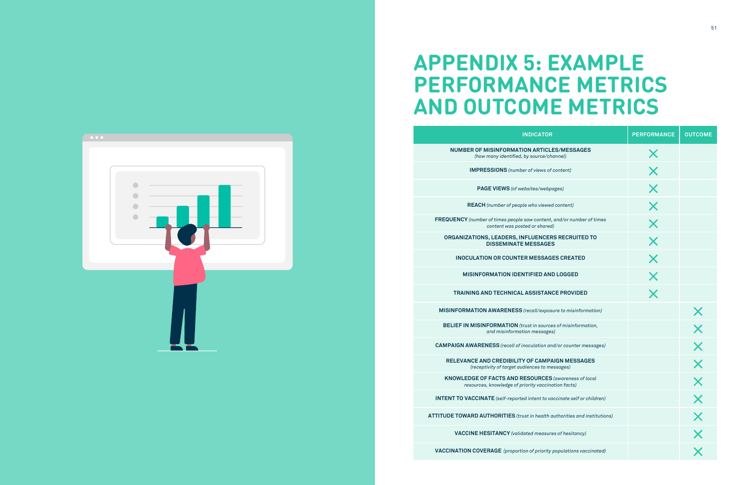# APPENDIX 5: EXAMPLE PERFORMANCE METRICS AND OUTCOME METRICS

| INDICATOR | PERFORMANCE | OUTCOME |
|---|---|---|
| **NUMBER OF MISINFORMATION ARTICLES/MESSAGES** *(how many identified, by source/channel)* | X | |
| **IMPRESSIONS** *(number of views of content)* | X | |
| **PAGE VIEWS** *(of websites/webpages)* | X | |
| **REACH** *(number of people who viewed content)* | X | |
| **FREQUENCY** *(number of times people saw content, and/or number of times content was posted or shared)* | X | |
| **ORGANIZATIONS, LEADERS, INFLUENCERS RECRUITED TO DISSEMINATE MESSAGES** | X | |
| **INOCULATION OR COUNTER MESSAGES CREATED** | X | |
| **MISINFORMATION IDENTIFIED AND LOGGED** | X | |
| **TRAINING AND TECHNICAL ASSISTANCE PROVIDED** | X | |
| **MISINFORMATION AWARENESS** *(recall/exposure to misinformation)* | | X |
| **BELIEF IN MISINFORMATION** *(trust in sources of misinformation, and misinformation messages)* | | X |
| **CAMPAIGN AWARENESS** *(recall of inoculation and/or counter messages)* | | X |
| **RELEVANCE AND CREDIBILITY OF CAMPAIGN MESSAGES** *(receptivity of target audiences to messages)* | | X |
| **KNOWLEDGE OF FACTS AND RESOURCES** *(awareness of local resources, knowledge of priority vaccination facts)* | | X |
| **INTENT TO VACCINATE** *(self-reported intent to vaccinate self or children)* | | X |
| **ATTITUDE TOWARD AUTHORITIES** *(trust in health authorities and institutions)* | | X |
| **VACCINE HESITANCY** *(validated measures of hesitancy)* | | X |
| **VACCINATION COVERAGE** *(proportion of priority populations vaccinated)* | | X |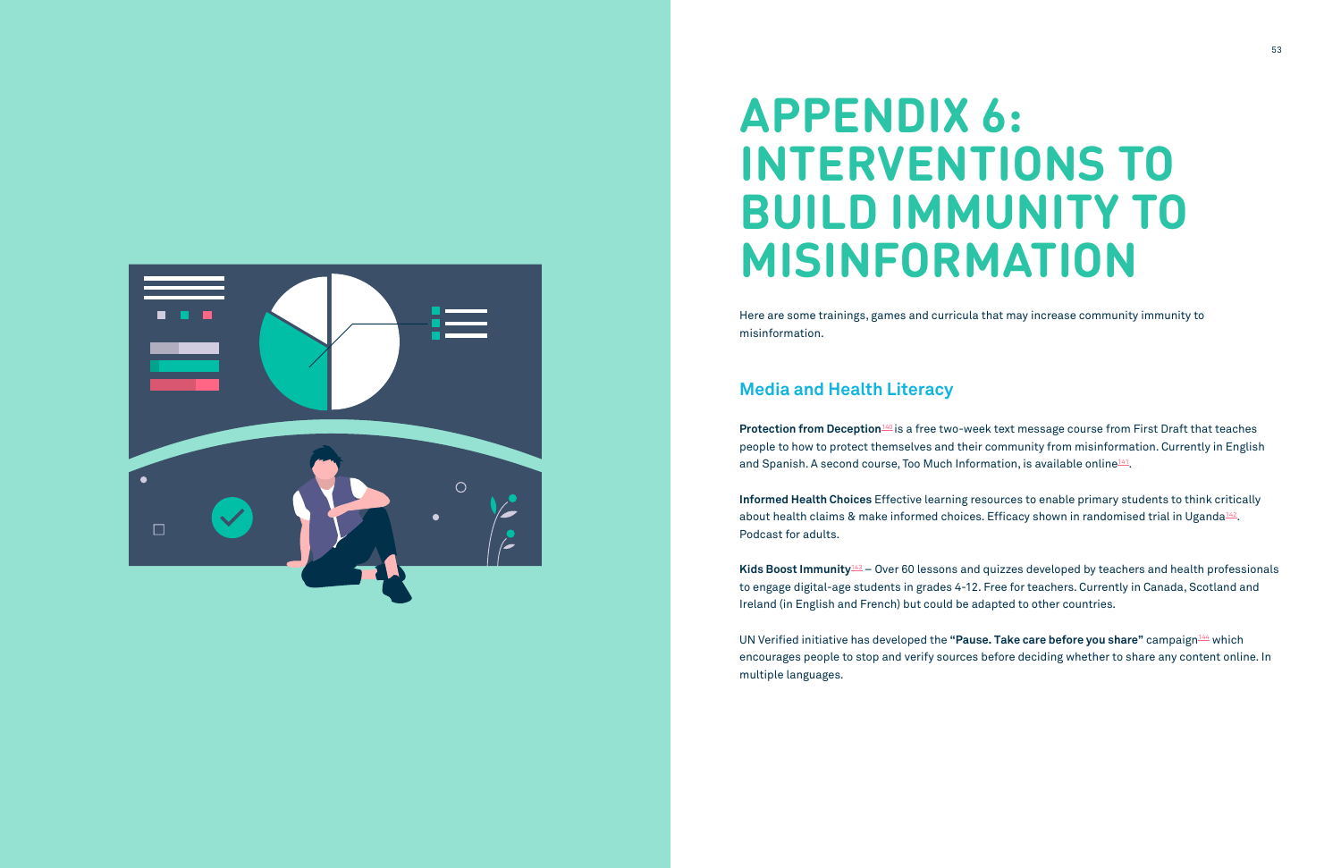# APPENDIX 6: INTERVENTIONS TO BUILD IMMUNITY TO MISINFORMATION

Here are some trainings, games and curricula that may increase community immunity to misinformation.

## Media and Health Literacy

**Protection from Deception**[140] is a free two-week text message course from First Draft that teaches people to how to protect themselves and their community from misinformation. Currently in English and Spanish. A second course, Too Much Information, is available online[141].

**Informed Health Choices** Effective learning resources to enable primary students to think critically about health claims & make informed choices. Efficacy shown in randomised trial in Uganda[142]. Podcast for adults.

**Kids Boost Immunity**[143] – Over 60 lessons and quizzes developed by teachers and health professionals to engage digital-age students in grades 4-12. Free for teachers. Currently in Canada, Scotland and Ireland (in English and French) but could be adapted to other countries.

UN Verified initiative has developed the **"Pause. Take care before you share"** campaign[144] which encourages people to stop and verify sources before deciding whether to share any content online. In multiple languages.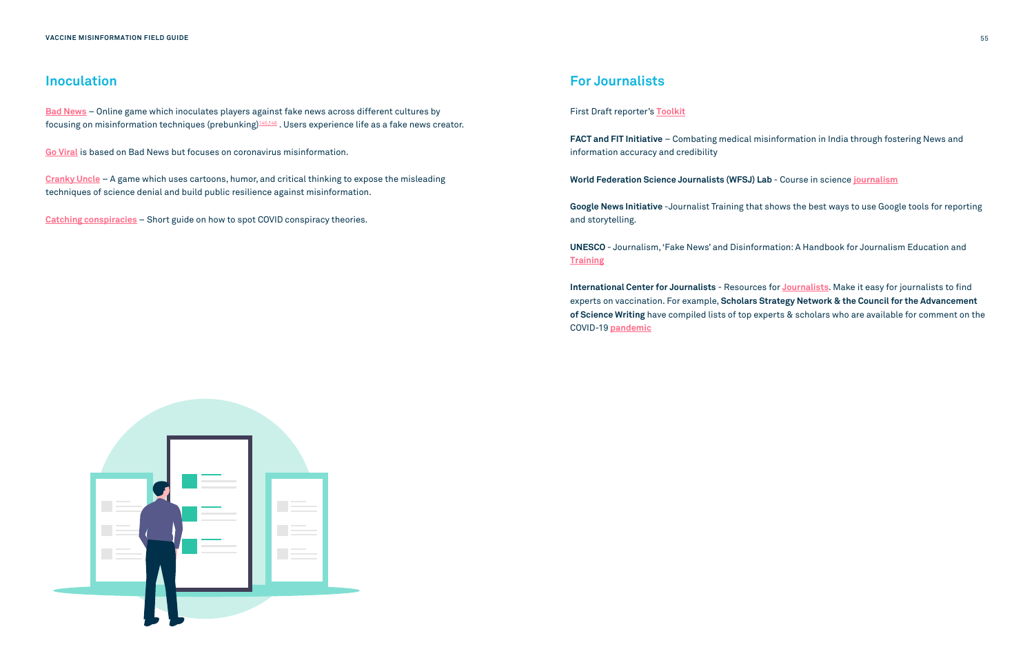## Inoculation

Bad News – Online game which inoculates players against fake news across different cultures by focusing on misinformation techniques (prebunking)[145,146] . Users experience life as a fake news creator.

Go Viral is based on Bad News but focuses on coronavirus misinformation.

Cranky Uncle – A game which uses cartoons, humor, and critical thinking to expose the misleading techniques of science denial and build public resilience against misinformation.

Catching conspiracies – Short guide on how to spot COVID conspiracy theories.

## For Journalists

First Draft reporter's Toolkit

**FACT and FIT Initiative** – Combating medical misinformation in India through fostering News and information accuracy and credibility

**World Federation Science Journalists (WFSJ) Lab** - Course in science journalism

**Google News Initiative** -Journalist Training that shows the best ways to use Google tools for reporting and storytelling.

**UNESCO** - Journalism, 'Fake News' and Disinformation: A Handbook for Journalism Education and Training

**International Center for Journalists** - Resources for Journalists. Make it easy for journalists to find experts on vaccination. For example, **Scholars Strategy Network & the Council for the Advancement of Science Writing** have compiled lists of top experts & scholars who are available for comment on the COVID-19 pandemic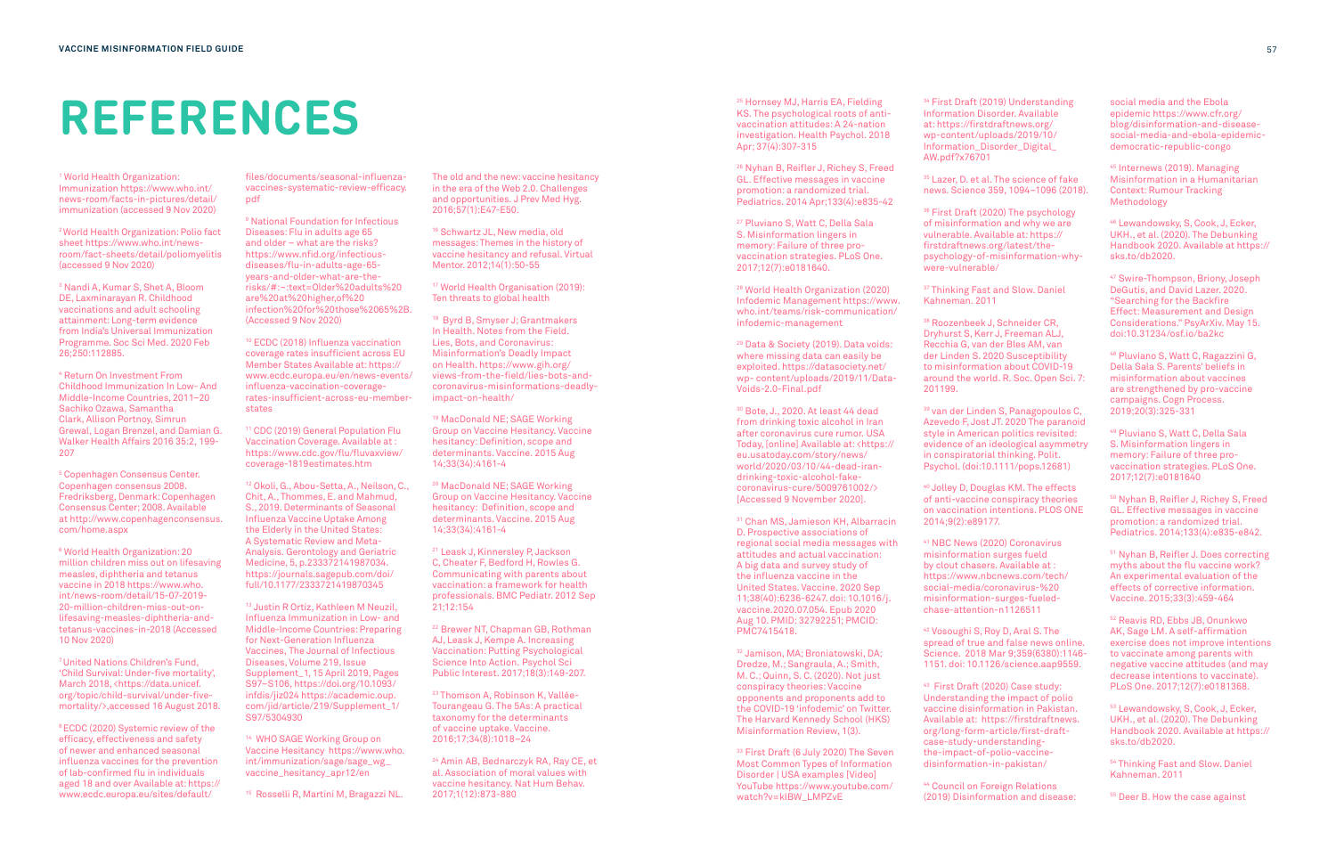# REFERENCES

[1] World Health Organization: Immunization https://www.who.int/news-room/facts-in-pictures/detail/immunization (accessed 9 Nov 2020)

[2] World Health Organization: Polio fact sheet https://www.who.int/news-room/fact-sheets/detail/poliomyelitis (accessed 9 Nov 2020)

[3] Nandi A, Kumar S, Shet A, Bloom DE, Laxminarayan R. Childhood vaccinations and adult schooling attainment: Long-term evidence from India's Universal Immunization Programme. Soc Sci Med. 2020 Feb 26;250:112885.

[4] Return On Investment From Childhood Immunization In Low- And Middle-Income Countries, 2011–20 Sachiko Ozawa, Samantha Clark, Allison Portnoy, Simrun Grewal, Logan Brenzel, and Damian G. Walker Health Affairs 2016 35:2, 199-207

[5] Copenhagen Consensus Center. Copenhagen consensus 2008. Fredriksberg, Denmark: Copenhagen Consensus Center; 2008. Available at http://www.copenhagenconsensus.com/home.aspx

[6] World Health Organization: 20 million children miss out on lifesaving measles, diphtheria and tetanus vaccine in 2018 https://www.who.int/news-room/detail/15-07-2019-20-million-children-miss-out-on-lifesaving-measles-diphtheria-and-tetanus-vaccines-in-2018 (Accessed 10 Nov 2020)

[7] United Nations Children's Fund, 'Child Survival: Under-five mortality', March 2018, <https://data.unicef.org/topic/child-survival/under-five-mortality/>,accessed 16 August 2018.

[8] ECDC (2020) Systemic review of the efficacy, effectiveness and safety of newer and enhanced seasonal influenza vaccines for the prevention of lab-confirmed flu in individuals aged 18 and over Available at: https://www.ecdc.europa.eu/sites/default/files/documents/seasonal-influenza-vaccines-systematic-review-efficacy.pdf

[9] National Foundation for Infectious Diseases: Flu in adults age 65 and older – what are the risks? https://www.nfid.org/infectious-diseases/flu-in-adults-age-65-years-and-older-what-are-the-risks/#:~:text=Older%20adults%20are%20at%20higher,of%20infection%20for%20those%2065%2B. (Accessed 9 Nov 2020)

[10] ECDC (2018) Influenza vaccination coverage rates insufficient across EU Member States Available at: https://www.ecdc.europa.eu/en/news-events/influenza-vaccination-coverage-rates-insufficient-across-eu-member-states

[11] CDC (2019) General Population Flu Vaccination Coverage. Available at : https://www.cdc.gov/flu/fluvaxview/coverage-1819estimates.htm

[12] Okoli, G., Abou-Setta, A., Neilson, C., Chit, A., Thommes, E. and Mahmud, S., 2019. Determinants of Seasonal Influenza Vaccine Uptake Among the Elderly in the United States: A Systematic Review and Meta-Analysis. Gerontology and Geriatric Medicine, 5, p.233372141987034. https://journals.sagepub.com/doi/full/10.1177/2333721419870345

[13] Justin R Ortiz, Kathleen M Neuzil, Influenza Immunization in Low- and Middle-Income Countries: Preparing for Next-Generation Influenza Vaccines, The Journal of Infectious Diseases, Volume 219, Issue Supplement_1, 15 April 2019, Pages S97–S106, https://doi.org/10.1093/infdis/jiz024 https://academic.oup.com/jid/article/219/Supplement_1/S97/5304930

[14] WHO SAGE Working Group on Vaccine Hesitancy https://www.who.int/immunization/sage/sage_wg_vaccine_hesitancy_apr12/en

[15] Rosselli R, Martini M, Bragazzi NL. The old and the new: vaccine hesitancy in the era of the Web 2.0. Challenges and opportunities. J Prev Med Hyg. 2016;57(1):E47-E50.

[16] Schwartz JL, New media, old messages: Themes in the history of vaccine hesitancy and refusal. Virtual Mentor. 2012;14(1):50-55

[17] World Health Organisation (2019): Ten threats to global health

[18] Byrd B, Smyser J; Grantmakers In Health. Notes from the Field. Lies, Bots, and Coronavirus: Misinformation's Deadly Impact on Health. https://www.gih.org/views-from-the-field/lies-bots-and-coronavirus-misinformations-deadly-impact-on-health/

[19] MacDonald NE; SAGE Working Group on Vaccine Hesitancy. Vaccine hesitancy: Definition, scope and determinants. Vaccine. 2015 Aug 14;33(34):4161-4

[20] MacDonald NE; SAGE Working Group on Vaccine Hesitancy. Vaccine hesitancy: Definition, scope and determinants. Vaccine. 2015 Aug 14;33(34):4161-4

[21] Leask J, Kinnersley P, Jackson C, Cheater F, Bedford H, Rowles G. Communicating with parents about vaccination: a framework for health professionals. BMC Pediatr. 2012 Sep 21;12:154

[22] Brewer NT, Chapman GB, Rothman AJ, Leask J, Kempe A. Increasing Vaccination: Putting Psychological Science Into Action. Psychol Sci Public Interest. 2017;18(3):149-207.

[23] Thomson A, Robinson K, Vallée-Tourangeau G. The 5As: A practical taxonomy for the determinants of vaccine uptake. Vaccine. 2016;17;34(8):1018–24

[24] Amin AB, Bednarczyk RA, Ray CE, et al. Association of moral values with vaccine hesitancy. Nat Hum Behav. 2017;1(12):873-880

[25] Hornsey MJ, Harris EA, Fielding KS. The psychological roots of anti-vaccination attitudes: A 24-nation investigation. Health Psychol. 2018 Apr; 37(4):307-315

[26] Nyhan B, Reifler J, Richey S, Freed GL. Effective messages in vaccine promotion: a randomized trial. Pediatrics. 2014 Apr;133(4):e835-42

[27] Pluviano S, Watt C, Della Sala S. Misinformation lingers in memory: Failure of three pro-vaccination strategies. PLoS One. 2017;12(7):e0181640.

[28] World Health Organization (2020) Infodemic Management https://www.who.int/teams/risk-communication/infodemic-management

[29] Data & Society (2019). Data voids: where missing data can easily be exploited. https://datasociety.net/wp- content/uploads/2019/11/Data-Voids-2.0-Final.pdf

[30] Bote, J., 2020. At least 44 dead from drinking toxic alcohol in Iran after coronavirus cure rumor. USA Today, [online] Available at: <https://eu.usatoday.com/story/news/world/2020/03/10/44-dead-iran-drinking-toxic-alcohol-fake-coronavirus-cure/5009761002/> [Accessed 9 November 2020].

[31] Chan MS, Jamieson KH, Albarracin D. Prospective associations of regional social media messages with attitudes and actual vaccination: A big data and survey study of the influenza vaccine in the United States. Vaccine. 2020 Sep 11;38(40):6236-6247. doi: 10.1016/j.vaccine.2020.07.054. Epub 2020 Aug 10. PMID: 32792251; PMCID: PMC7415418.

[32] Jamison, MA; Broniatowski, DA; Dredze, M.; Sangraula, A.; Smith, M. C.; Quinn, S. C. (2020). Not just conspiracy theories: Vaccine opponents and proponents add to the COVID-19 'infodemic' on Twitter. The Harvard Kennedy School (HKS) Misinformation Review, 1(3).

[33] First Draft (6 July 2020) The Seven Most Common Types of Information Disorder | USA examples [Video] YouTube https://www.youtube.com/watch?v=kIBW_LMPZvE

[34] First Draft (2019) Understanding Information Disorder. Available at: https://firstdraftnews.org/wp-content/uploads/2019/10/Information_Disorder_Digital_AW.pdf?x76701

[35] Lazer, D. et al. The science of fake news. Science 359, 1094–1096 (2018).

[36] First Draft (2020) The psychology of misinformation and why we are vulnerable. Available at: https://firstdraftnews.org/latest/the-psychology-of-misinformation-why-were-vulnerable/

[37] Thinking Fast and Slow. Daniel Kahneman. 2011

[38] Roozenbeek J, Schneider CR, Dryhurst S, Kerr J, Freeman ALJ, Recchia G, van der Bles AM, van der Linden S. 2020 Susceptibility to misinformation about COVID-19 around the world. R. Soc. Open Sci. 7: 201199.

[39] van der Linden S, Panagopoulos C, Azevedo F, Jost JT. 2020 The paranoid style in American politics revisited: evidence of an ideological asymmetry in conspiratorial thinking. Polit. Psychol. (doi:10.1111/pops.12681)

[40] Jolley D, Douglas KM. The effects of anti-vaccine conspiracy theories on vaccination intentions. PLOS ONE 2014;9(2):e89177.

[41] NBC News (2020) Coronavirus misinformation surges fueld by clout chasers. Available at : https://www.nbcnews.com/tech/social-media/coronavirus-%20misinformation-surges-fueled-chase-attention-n1126511

[42] Vosoughi S, Roy D, Aral S. The spread of true and false news online. Science. 2018 Mar 9;359(6380):1146-1151. doi: 10.1126/science.aap9559.

[43] First Draft (2020) Case study: Understanding the impact of polio vaccine disinformation in Pakistan. Available at: https://firstdraftnews.org/long-form-article/first-draft-case-study-understanding-the-impact-of-polio-vaccine-disinformation-in-pakistan/

[44] Council on Foreign Relations (2019) Disinformation and disease: social media and the Ebola epidemic https://www.cfr.org/blog/disinformation-and-disease-social-media-and-ebola-epidemic-democratic-republic-congo

[45] Internews (2019). Managing Misinformation in a Humanitarian Context: Rumour Tracking Methodology

[46] Lewandowsky, S, Cook, J, Ecker, UKH., et al. (2020). The Debunking Handbook 2020. Available at https://sks.to/db2020.

[47] Swire-Thompson, Briony, Joseph DeGutis, and David Lazer. 2020. "Searching for the Backfire Effect: Measurement and Design Considerations." PsyArXiv. May 15. doi:10.31234/osf.io/ba2kc

[48] Pluviano S, Watt C, Ragazzini G, Della Sala S. Parents' beliefs in misinformation about vaccines are strengthened by pro-vaccine campaigns. Cogn Process. 2019;20(3):325-331

[49] Pluviano S, Watt C, Della Sala S. Misinformation lingers in memory: Failure of three pro-vaccination strategies. PLoS One. 2017;12(7):e0181640

[50] Nyhan B, Reifler J, Richey S, Freed GL. Effective messages in vaccine promotion: a randomized trial. Pediatrics. 2014;133(4):e835-e842.

[51] Nyhan B, Reifler J. Does correcting myths about the flu vaccine work? An experimental evaluation of the effects of corrective information. Vaccine. 2015;33(3):459-464

[52] Reavis RD, Ebbs JB, Onunkwo AK, Sage LM. A self-affirmation exercise does not improve intentions to vaccinate among parents with negative vaccine attitudes (and may decrease intentions to vaccinate). PLoS One. 2017;12(7):e0181368.

[53] Lewandowsky, S, Cook, J, Ecker, UKH., et al. (2020). The Debunking Handbook 2020. Available at https://sks.to/db2020.

[54] Thinking Fast and Slow. Daniel Kahneman. 2011

[55] Deer B. How the case against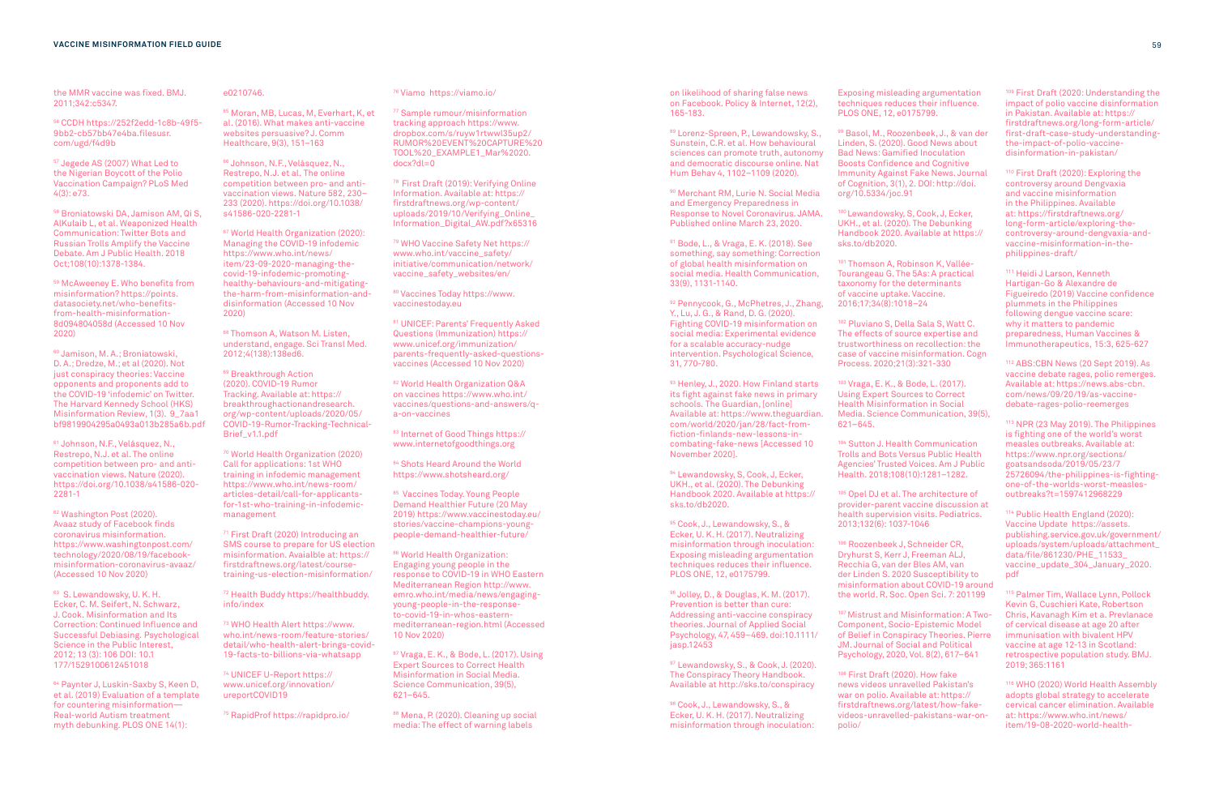the MMR vaccine was fixed. BMJ. 2011;342:c5347.

[56] CCDH https://252f2edd-1c8b-49f5-9bb2-cb57bb47e4ba.filesusr.com/ugd/f4d9b

[57] Jegede AS (2007) What Led to the Nigerian Boycott of the Polio Vaccination Campaign? PLoS Med 4(3): e73.

[58] Broniatowski DA, Jamison AM, Qi S, AlKulaib L, et al. Weaponized Health Communication: Twitter Bots and Russian Trolls Amplify the Vaccine Debate. Am J Public Health. 2018 Oct;108(10):1378-1384.

[59] McAweeney E. Who benefits from misinformation? https://points.datasociety.net/who-benefits-from-health-misinformation-8d094804058d (Accessed 10 Nov 2020)

[60] Jamison, M. A.; Broniatowski, D. A.; Dredze, M.; et al (2020). Not just conspiracy theories: Vaccine opponents and proponents add to the COVID-19 'infodemic' on Twitter. The Harvard Kennedy School (HKS) Misinformation Review, 1(3). 9_7aa1bf9819904295a0493a013b285a6b.pdf

[61] Johnson, N.F., Velásquez, N., Restrepo, N.J. et al. The online competition between pro- and anti-vaccination views. Nature (2020). https://doi.org/10.1038/s41586-020-2281-1

[62] Washington Post (2020). Avaaz study of Facebook finds coronavirus misinformation. https://www.washingtonpost.com/technology/2020/08/19/facebook-misinformation-coronavirus-avaaz/ (Accessed 10 Nov 2020)

[63] S. Lewandowsky, U. K. H. Ecker, C. M. Seifert, N. Schwarz, J. Cook. Misinformation and Its Correction: Continued Influence and Successful Debiasing. Psychological Science in the Public Interest, 2012; 13 (3): 106 DOI: 10.1177/1529100612451018

[64] Paynter J, Luskin-Saxby S, Keen D, et al. (2019) Evaluation of a template for countering misinformation—Real-world Autism treatment myth debunking. PLOS ONE 14(1): e0210746.

[65] Moran, MB, Lucas, M, Everhart, K, et al. (2016). What makes anti-vaccine websites persuasive? J. Comm Healthcare, 9(3), 151–163

[66] Johnson, N.F., Velásquez, N., Restrepo, N.J. et al. The online competition between pro- and anti-vaccination views. Nature 582, 230–233 (2020). https://doi.org/10.1038/s41586-020-2281-1

[67] World Health Organization (2020): Managing the COVID-19 infodemic https://www.who.int/news/item/23-09-2020-managing-the-covid-19-infodemic-promoting-healthy-behaviours-and-mitigating-the-harm-from-misinformation-and-disinformation (Accessed 10 Nov 2020)

[68] Thomson A, Watson M. Listen, understand, engage. Sci Transl Med. 2012;4(138):138ed6.

[69] Breakthrough Action (2020). COVID-19 Rumor Tracking. Available at: https://breakthroughactionandresearch.org/wp-content/uploads/2020/05/COVID-19-Rumor-Tracking-Technical-Brief_v1.1.pdf

[70] World Health Organization (2020) Call for applications: 1st WHO training in infodemic management https://www.who.int/news-room/articles-detail/call-for-applicants-for-1st-who-training-in-infodemic-management

[71] First Draft (2020) Introducing an SMS course to prepare for US election misinformation. Avaialble at: https://firstdraftnews.org/latest/course-training-us-election-misinformation/

[72] Health Buddy https://healthbuddy.info/index

[73] WHO Health Alert https://www.who.int/news-room/feature-stories/detail/who-health-alert-brings-covid-19-facts-to-billions-via-whatsapp

[74] UNICEF U-Report https://www.unicef.org/innovation/ureportCOVID19

[75] RapidProf https://rapidpro.io/

[76] Viamo https://viamo.io/

[77] Sample rumour/misinformation tracking approach https://www.dropbox.com/s/ruyw1rtwwl35up2/RUMOR%20EVENT%20CAPTURE%20TOOL%20_EXAMPLE1_Mar%2020.docx?dl=0

[78] First Draft (2019): Verifying Online Information. Available at: https://firstdraftnews.org/wp-content/uploads/2019/10/Verifying_Online_Information_Digital_AW.pdf?x65316

[79] WHO Vaccine Safety Net https://www.who.int/vaccine_safety/initiative/communication/network/vaccine_safety_websites/en/

[80] Vaccines Today https://www.vaccinestoday.eu

[81] UNICEF: Parents' Frequently Asked Questions (Immunization) https://www.unicef.org/immunization/parents-frequently-asked-questions-vaccines (Accessed 10 Nov 2020)

[82] World Health Organization Q&A on vaccines https://www.who.int/vaccines/questions-and-answers/q-a-on-vaccines

[83] Internet of Good Things https://www.internetofgoodthings.org

[84] Shots Heard Around the World https://www.shotsheard.org/

[85] Vaccines Today. Young People Demand Healthier Future (20 May 2019) https://www.vaccinestoday.eu/stories/vaccine-champions-young-people-demand-healthier-future/

[86] World Health Organization: Engaging young people in the response to COVID-19 in WHO Eastern Mediterranean Region http://www.emro.who.int/media/news/engaging-young-people-in-the-response-to-covid-19-in-whos-eastern-mediterranean-region.html (Accessed 10 Nov 2020)

[87] Vraga, E. K., & Bode, L. (2017). Using Expert Sources to Correct Health Misinformation in Social Media. Science Communication, 39(5), 621–645.

[88] Mena, P. (2020). Cleaning up social media: The effect of warning labels on likelihood of sharing false news on Facebook. Policy & Internet, 12(2), 165-183.

[89] Lorenz-Spreen, P., Lewandowsky, S., Sunstein, C.R. et al. How behavioural sciences can promote truth, autonomy and democratic discourse online. Nat Hum Behav 4, 1102–1109 (2020).

[90] Merchant RM, Lurie N. Social Media and Emergency Preparedness in Response to Novel Coronavirus. JAMA. Published online March 23, 2020.

[91] Bode, L., & Vraga, E. K. (2018). See something, say something: Correction of global health misinformation on social media. Health Communication, 33(9), 1131-1140.

[92] Pennycook, G., McPhetres, J., Zhang, Y., Lu, J. G., & Rand, D. G. (2020). Fighting COVID-19 misinformation on social media: Experimental evidence for a scalable accuracy-nudge intervention. Psychological Science, 31, 770-780.

[93] Henley, J., 2020. How Finland starts its fight against fake news in primary schools. The Guardian, [online] Available at: https://www.theguardian.com/world/2020/jan/28/fact-from-fiction-finlands-new-lessons-in-combating-fake-news [Accessed 10 November 2020].

[94] Lewandowsky, S, Cook, J, Ecker, UKH., et al. (2020). The Debunking Handbook 2020. Available at https://sks.to/db2020.

[95] Cook, J., Lewandowsky, S., & Ecker, U. K. H. (2017). Neutralizing misinformation through inoculation: Exposing misleading argumentation techniques reduces their influence. PLOS ONE, 12, e0175799.

[96] Jolley, D., & Douglas, K. M. (2017). Prevention is better than cure: Addressing anti-vaccine conspiracy theories. Journal of Applied Social Psychology, 47, 459–469. doi:10.1111/jasp.12453

[97] Lewandowsky, S., & Cook, J. (2020). The Conspiracy Theory Handbook. Available at http://sks.to/conspiracy

[98] Cook, J., Lewandowsky, S., & Ecker, U. K. H. (2017). Neutralizing misinformation through inoculation: Exposing misleading argumentation techniques reduces their influence. PLOS ONE, 12, e0175799.

[99] Basol, M., Roozenbeek, J., & van der Linden, S. (2020). Good News about Bad News: Gamified Inoculation Boosts Confidence and Cognitive Immunity Against Fake News. Journal of Cognition, 3(1), 2. DOI: http://doi.org/10.5334/joc.91

[100] Lewandowsky, S, Cook, J, Ecker, UKH., et al. (2020). The Debunking Handbook 2020. Available at https://sks.to/db2020.

[101] Thomson A, Robinson K, Vallée-Tourangeau G. The 5As: A practical taxonomy for the determinants of vaccine uptake. Vaccine. 2016;17;34(8):1018–24

[102] Pluviano S, Della Sala S, Watt C. The effects of source expertise and trustworthiness on recollection: the case of vaccine misinformation. Cogn Process. 2020;21(3):321-330

[103] Vraga, E. K., & Bode, L. (2017). Using Expert Sources to Correct Health Misinformation in Social Media. Science Communication, 39(5), 621–645.

[104] Sutton J. Health Communication Trolls and Bots Versus Public Health Agencies' Trusted Voices. Am J Public Health. 2018;108(10):1281–1282.

[105] Opel DJ et al. The architecture of provider-parent vaccine discussion at health supervision visits. Pediatrics. 2013;132(6): 1037-1046

[106] Roozenbeek J, Schneider CR, Dryhurst S, Kerr J, Freeman ALJ, Recchia G, van der Bles AM, van der Linden S. 2020 Susceptibility to misinformation about COVID-19 around the world. R. Soc. Open Sci. 7: 201199

[107] Mistrust and Misinformation: A Two-Component, Socio-Epistemic Model of Belief in Conspiracy Theories. Pierre JM. Journal of Social and Political Psychology, 2020, Vol. 8(2), 617–641

[108] First Draft (2020). How fake news videos unravelled Pakistan's war on polio. Available at: https://firstdraftnews.org/latest/how-fake-videos-unravelled-pakistans-war-on-polio/

[109] First Draft (2020: Understanding the impact of polio vaccine disinformation in Pakistan. Available at: https://firstdraftnews.org/long-form-article/first-draft-case-study-understanding-the-impact-of-polio-vaccine-disinformation-in-pakistan/

[110] First Draft (2020): Exploring the controversy around Dengvaxia and vaccine misinformation in the Philippines. Available at: https://firstdraftnews.org/long-form-article/exploring-the-controversy-around-dengvaxia-and-vaccine-misinformation-in-the-philippines-draft/

[111] Heidi J Larson, Kenneth Hartigan-Go & Alexandre de Figueiredo (2019) Vaccine confidence plummets in the Philippines following dengue vaccine scare: why it matters to pandemic preparedness, Human Vaccines & Immunotherapeutics, 15:3, 625-627

[112] ABS:CBN News (20 Sept 2019). As vaccine debate rages, polio reemerges. Available at: https://news.abs-cbn.com/news/09/20/19/as-vaccine-debate-rages-polio-reemerges

[113] NPR (23 May 2019). The Philippines is fighting one of the world's worst measles outbreaks. Available at: https://www.npr.org/sections/goatsandsoda/2019/05/23/725726094/the-philippines-is-fighting-one-of-the-worlds-worst-measles-outbreaks?t=1597412968229

[114] Public Health England (2020): Vaccine Update https://assets.publishing.service.gov.uk/government/uploads/system/uploads/attachment_data/file/861230/PHE_11533_vaccine_update_304_January_2020.pdf

[115] Palmer Tim, Wallace Lynn, Pollock Kevin G, Cuschieri Kate, Robertson Chris, Kavanagh Kim et a. Prevlanace of cervical disease at age 20 after immunisation with bivalent HPV vaccine at age 12-13 in Scotland: retrospective population study. BMJ. 2019; 365:1161

[116] WHO (2020) World Health Assembly adopts global strategy to accelerate cervical cancer elimination. Available at: https://www.who.int/news/item/19-08-2020-world-health-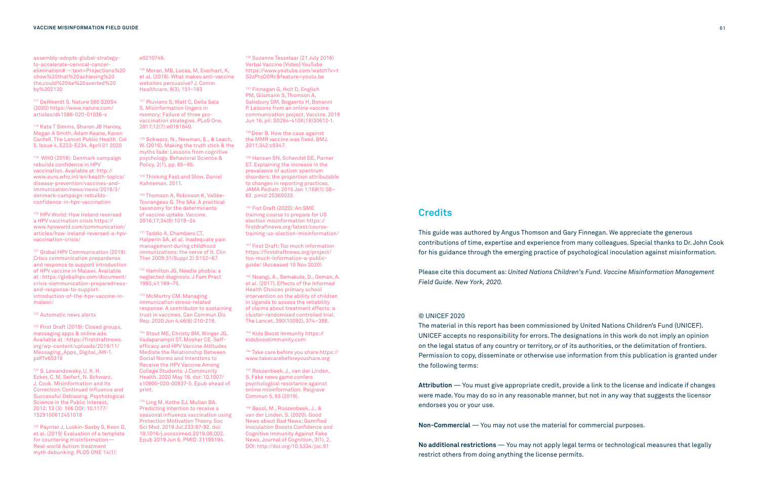assembly-adopts-global-strategy-to-accelerate-cervical-cancer-elimination#:~:text=Projections%20show%20that%20achieving%20the,could%20be%20averted%20by%202120

[117] DeWeerdt S. Nature 580 S20S4 (2020) https://www.nature.com/articles/d41586-020-01036-x

[118] Kate T Simms, Sharon JB Hanley, Megan A Smith, Adam Keane, Karen Canfell. The Lancet Public Health. Col 5, Issue 4, E223-E234, April 01 2020

[119] WHO (2018): Denmark campaign rebuilds confidence in HPV vaccination. Available at: http://www.euro.who.int/en/health-topics/disease-prevention/vaccines-and-immunization/news/news/2018/3/denmark-campaign-rebuilds-confidence-in-hpv-vaccination

[120] HPV World: How Ireland reversed a HPV vaccination crisis https://www.hpvworld.com/communication/articles/how-ireland-reversed-a-hpv-vaccination-crisis/

[121] Global HPV Communication (2019): Crisis communication prepardenss and response to support introduction of HPV vaccine in Malawi. Available at : https://globalhpv.com/document/crisis-communication-preparedness-and-response-to-support-introduction-of-the-hpv-vaccine-in-malawi/

[122] Automatic news alerts

[123] First Draft (2019): Closed groups, messaging apps & online ads. Available at : https://firstdraftnews.org/wp-content/uploads/2019/11/Messaging_Apps_Digital_AW-1.pdf?x65316

[124] S. Lewandowsky, U. K. H. Ecker, C. M. Seifert, N. Schwarz, J. Cook. Misinformation and Its Correction: Continued Influence and Successful Debiasing. Psychological Science in the Public Interest, 2012; 13 (3): 106 DOI: 10.1177/1529100612451018

[125] Paynter J, Luskin-Saxby S, Keen D, et al. (2019) Evaluation of a template for countering misinformation—Real-world Autism treatment myth debunking. PLOS ONE 14(1): e0210746.

[126] Moran, MB, Lucas, M, Everhart, K, et al. (2016). What makes anti-vaccine websites persuasive? J. Comm Healthcare, 9(3), 151–163

[127] Pluviano S, Watt C, Della Sala S. Misinformation lingers in memory: Failure of three pro-vaccination strategies. PLoS One. 2017;12(7):e0181640.

[128] Schwarz, N., Newman, E., & Leach, W. (2016). Making the truth stick & the myths fade: Lessons from cognitive psychology. Behavioral Science & Policy, 2(1), pp. 85–95.

[129] Thinking Fast and Slow. Daniel Kahneman. 2011.

[130] Thomson A, Robinson K, Vallée-Tourangeau G. The 5As: A practical taxonomy for the determinants of vaccine uptake. Vaccine. 2016;17;34(8):1018–24

[131] Taddio A, Chambers CT, Halperin SA, et al. Inadequate pain management during childhood immunizations: the nerve of it. Clin Ther 2009;31(Suppl 2):S152–67.

[132] Hamilton JG. Needle phobia: a neglected diagnosis. J Fam Pract 1995;41:169–75.

[133] McMurtry CM. Managing immunization stress-related response: A contributor to sustaining trust in vaccines. Can Commun Dis Rep. 2020 Jun 4;46(6):210-218.

[134] Stout ME, Christy SM, Winger JG, Vadaparampil ST, Mosher CE. Self-efficacy and HPV Vaccine Attitudes Mediate the Relationship Between Social Norms and Intentions to Receive the HPV Vaccine Among College Students. J Community Health. 2020 May 16. doi: 10.1007/s10900-020-00837-5. Epub ahead of print.

[135] Ling M, Kothe EJ, Mullan BA. Predicting intention to receive a seasonal influenza vaccination using Protection Motivation Theory. Soc Sci Med. 2019 Jul;233:87-92. doi: 10.1016/j.socscimed.2019.06.002. Epub 2019 Jun 6. PMID: 31195194.

[136] Suzanne Tesselaar (21 July 2016) Verbal Vaccine [Video] YouTube https://www.youtube.com/watch?v=tS2zPtsO0Rc&feature=youtu.be

[137] Finnegan G, Holt D, English PM, Glismann S, Thomson A, Salisbury DM, Bogaerts H, Bonanni P. Lessons from an online vaccine communication project. Vaccine. 2018 Jun 16. pii: S0264-410X(18)30612-1.

[138] Deer B. How the case against the MMR vaccine was fixed. BMJ. 2011;342:c5347.

[139] Hansen SN, Schendel DE, Parner ET. Explaining the increase in the prevalence of autism spectrum disorders: the proportion attributable to changes in reporting practices. JAMA Pediatr. 2015 Jan 1;169(1):56–62. pmid:25365033

[140] Fist Draft (2020): An SME training course to prepare for US election misinformation https://firstdraftnews.org/latest/course-training-us-election-misinformation/

[141] First Draft: Too much information https://firstdraftnews.org/project/too-much-information-a-public-guide/ (Accessed 10 Nov 2020)

[142] Nsangi, A., Semakula, D., Oxman, A. et al. (2017). Effects of the Informed Health Choices primary school intervention on the ability of children in Uganda to assess the reliability of claims about treatment effects: a cluster-randomised controlled trial. The Lancet, 390(10092), 374–388.

[143] Kids Boost Immunity https://kidsboostimmunity.com

[144] Take care before you share https://www.takecarebeforeyoushare.org

[145] Roozenbeek, J., van der Linden, S. Fake news game confers psychological resistance against online misinformation. Palgrave Commun 5, 65 (2019).

[146] Basol, M., Roozenbeek, J., & van der Linden, S. (2020). Good News about Bad News: Gamified Inoculation Boosts Confidence and Cognitive Immunity Against Fake News. Journal of Cognition, 3(1), 2. DOI: http://doi.org/10.5334/joc.91

## Credits

This guide was authored by Angus Thomson and Gary Finnegan. We appreciate the generous contributions of time, expertise and experience from many colleagues. Special thanks to Dr. John Cook for his guidance through the emerging practice of psychological inoculation against misinformation.

Please cite this document as: *United Nations Children's Fund. Vaccine Misinformation Management Field Guide. New York, 2020.*

© UNICEF 2020

The material in this report has been commissioned by United Nations Children's Fund (UNICEF). UNICEF accepts no responsibility for errors. The designations in this work do not imply an opinion on the legal status of any country or territory, or of its authorities, or the delimitation of frontiers. Permission to copy, disseminate or otherwise use information from this publication is granted under the following terms:

**Attribution** — You must give appropriate credit, provide a link to the license and indicate if changes were made. You may do so in any reasonable manner, but not in any way that suggests the licensor endorses you or your use.

**Non-Commercial** — You may not use the material for commercial purposes.

**No additional restrictions** — You may not apply legal terms or technological measures that legally restrict others from doing anything the license permits.